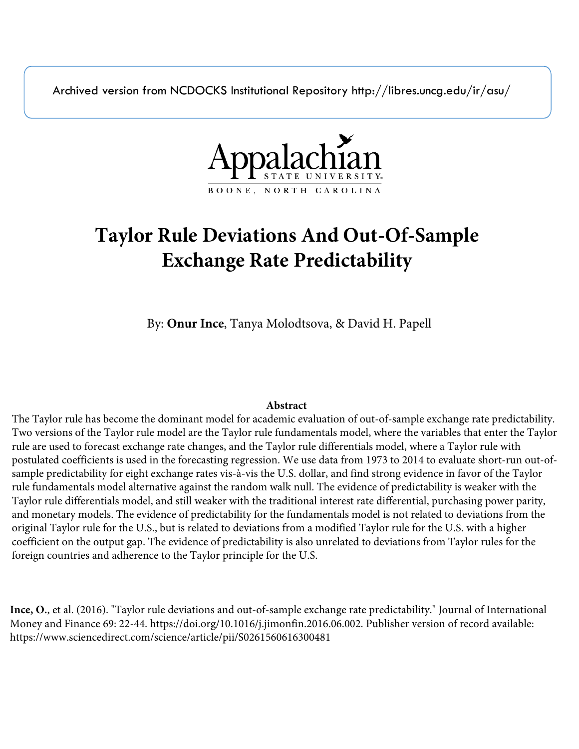Archived version from NCDOCKS Institutional Repository http://libres.uncg.edu/ir/asu/

Appalachian State University
BOONE, NORTH CAROLINA

# Taylor Rule Deviations And Out-Of-Sample Exchange Rate Predictability

By: **Onur Ince**, Tanya Molodtsova, & David H. Papell

## Abstract

The Taylor rule has become the dominant model for academic evaluation of out-of-sample exchange rate predictability. Two versions of the Taylor rule model are the Taylor rule fundamentals model, where the variables that enter the Taylor rule are used to forecast exchange rate changes, and the Taylor rule differentials model, where a Taylor rule with postulated coefficients is used in the forecasting regression. We use data from 1973 to 2014 to evaluate short-run out-of-sample predictability for eight exchange rates vis-à-vis the U.S. dollar, and find strong evidence in favor of the Taylor rule fundamentals model alternative against the random walk null. The evidence of predictability is weaker with the Taylor rule differentials model, and still weaker with the traditional interest rate differential, purchasing power parity, and monetary models. The evidence of predictability for the fundamentals model is not related to deviations from the original Taylor rule for the U.S., but is related to deviations from a modified Taylor rule for the U.S. with a higher coefficient on the output gap. The evidence of predictability is also unrelated to deviations from Taylor rules for the foreign countries and adherence to the Taylor principle for the U.S.

**Ince, O.**, et al. (2016). "Taylor rule deviations and out-of-sample exchange rate predictability." Journal of International Money and Finance 69: 22-44. https://doi.org/10.1016/j.jimonfin.2016.06.002. Publisher version of record available: https://www.sciencedirect.com/science/article/pii/S0261560616300481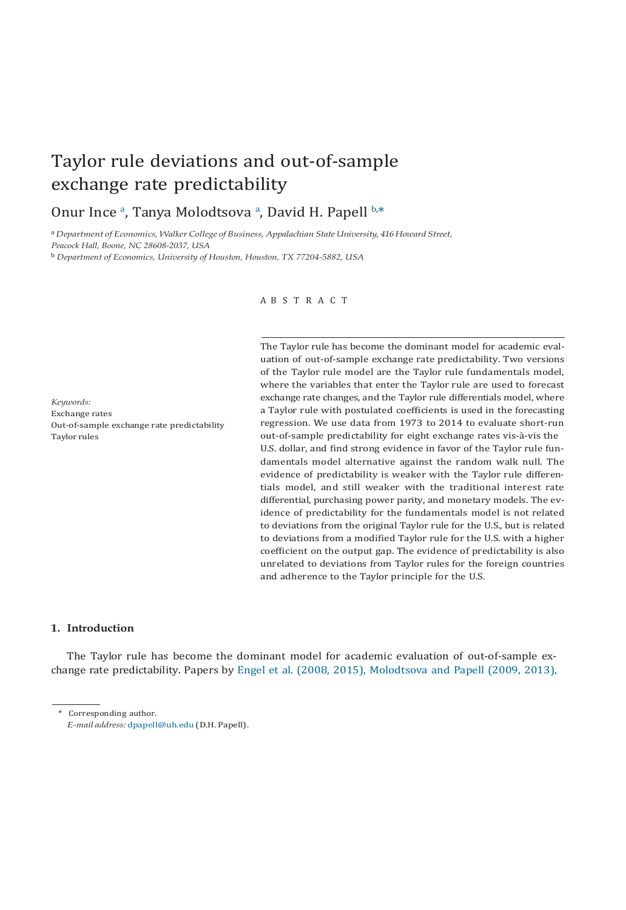# Taylor rule deviations and out-of-sample exchange rate predictability

Onur Ince [a], Tanya Molodtsova [a], David H. Papell [b,*]

[a] *Department of Economics, Walker College of Business, Appalachian State University, 416 Howard Street, Peacock Hall, Boone, NC 28608-2037, USA*

[b] *Department of Economics, University of Houston, Houston, TX 77204-5882, USA*

A B S T R A C T

The Taylor rule has become the dominant model for academic evaluation of out-of-sample exchange rate predictability. Two versions of the Taylor rule model are the Taylor rule fundamentals model, where the variables that enter the Taylor rule are used to forecast exchange rate changes, and the Taylor rule differentials model, where a Taylor rule with postulated coefficients is used in the forecasting regression. We use data from 1973 to 2014 to evaluate short-run out-of-sample predictability for eight exchange rates vis-à-vis the U.S. dollar, and find strong evidence in favor of the Taylor rule fundamentals model alternative against the random walk null. The evidence of predictability is weaker with the Taylor rule differentials model, and still weaker with the traditional interest rate differential, purchasing power parity, and monetary models. The evidence of predictability for the fundamentals model is not related to deviations from the original Taylor rule for the U.S., but is related to deviations from a modified Taylor rule for the U.S. with a higher coefficient on the output gap. The evidence of predictability is also unrelated to deviations from Taylor rules for the foreign countries and adherence to the Taylor principle for the U.S.

*Keywords:*
Exchange rates
Out-of-sample exchange rate predictability
Taylor rules

## 1. Introduction

The Taylor rule has become the dominant model for academic evaluation of out-of-sample exchange rate predictability. Papers by Engel et al. (2008, 2015), Molodtsova and Papell (2009, 2013),

\* Corresponding author.
*E-mail address:* dpapell@uh.edu (D.H. Papell).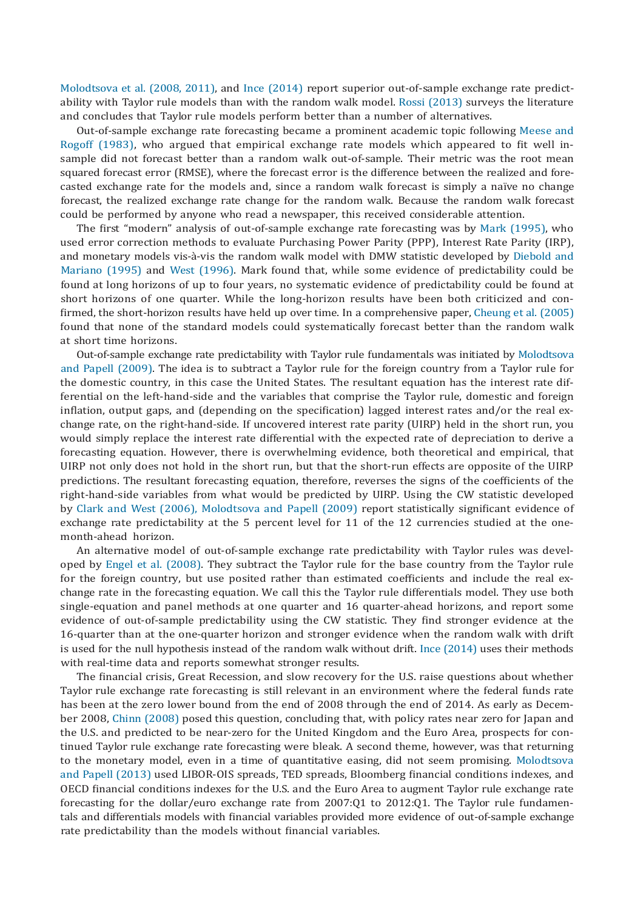Molodtsova et al. (2008, 2011), and Ince (2014) report superior out-of-sample exchange rate predictability with Taylor rule models than with the random walk model. Rossi (2013) surveys the literature and concludes that Taylor rule models perform better than a number of alternatives.

Out-of-sample exchange rate forecasting became a prominent academic topic following Meese and Rogoff (1983), who argued that empirical exchange rate models which appeared to fit well in-sample did not forecast better than a random walk out-of-sample. Their metric was the root mean squared forecast error (RMSE), where the forecast error is the difference between the realized and forecasted exchange rate for the models and, since a random walk forecast is simply a naïve no change forecast, the realized exchange rate change for the random walk. Because the random walk forecast could be performed by anyone who read a newspaper, this received considerable attention.

The first "modern" analysis of out-of-sample exchange rate forecasting was by Mark (1995), who used error correction methods to evaluate Purchasing Power Parity (PPP), Interest Rate Parity (IRP), and monetary models vis-à-vis the random walk model with DMW statistic developed by Diebold and Mariano (1995) and West (1996). Mark found that, while some evidence of predictability could be found at long horizons of up to four years, no systematic evidence of predictability could be found at short horizons of one quarter. While the long-horizon results have been both criticized and confirmed, the short-horizon results have held up over time. In a comprehensive paper, Cheung et al. (2005) found that none of the standard models could systematically forecast better than the random walk at short time horizons.

Out-of-sample exchange rate predictability with Taylor rule fundamentals was initiated by Molodtsova and Papell (2009). The idea is to subtract a Taylor rule for the foreign country from a Taylor rule for the domestic country, in this case the United States. The resultant equation has the interest rate differential on the left-hand-side and the variables that comprise the Taylor rule, domestic and foreign inflation, output gaps, and (depending on the specification) lagged interest rates and/or the real exchange rate, on the right-hand-side. If uncovered interest rate parity (UIRP) held in the short run, you would simply replace the interest rate differential with the expected rate of depreciation to derive a forecasting equation. However, there is overwhelming evidence, both theoretical and empirical, that UIRP not only does not hold in the short run, but that the short-run effects are opposite of the UIRP predictions. The resultant forecasting equation, therefore, reverses the signs of the coefficients of the right-hand-side variables from what would be predicted by UIRP. Using the CW statistic developed by Clark and West (2006), Molodtsova and Papell (2009) report statistically significant evidence of exchange rate predictability at the 5 percent level for 11 of the 12 currencies studied at the one-month-ahead horizon.

An alternative model of out-of-sample exchange rate predictability with Taylor rules was developed by Engel et al. (2008). They subtract the Taylor rule for the base country from the Taylor rule for the foreign country, but use posited rather than estimated coefficients and include the real exchange rate in the forecasting equation. We call this the Taylor rule differentials model. They use both single-equation and panel methods at one quarter and 16 quarter-ahead horizons, and report some evidence of out-of-sample predictability using the CW statistic. They find stronger evidence at the 16-quarter than at the one-quarter horizon and stronger evidence when the random walk with drift is used for the null hypothesis instead of the random walk without drift. Ince (2014) uses their methods with real-time data and reports somewhat stronger results.

The financial crisis, Great Recession, and slow recovery for the U.S. raise questions about whether Taylor rule exchange rate forecasting is still relevant in an environment where the federal funds rate has been at the zero lower bound from the end of 2008 through the end of 2014. As early as December 2008, Chinn (2008) posed this question, concluding that, with policy rates near zero for Japan and the U.S. and predicted to be near-zero for the United Kingdom and the Euro Area, prospects for continued Taylor rule exchange rate forecasting were bleak. A second theme, however, was that returning to the monetary model, even in a time of quantitative easing, did not seem promising. Molodtsova and Papell (2013) used LIBOR-OIS spreads, TED spreads, Bloomberg financial conditions indexes, and OECD financial conditions indexes for the U.S. and the Euro Area to augment Taylor rule exchange rate forecasting for the dollar/euro exchange rate from 2007:Q1 to 2012:Q1. The Taylor rule fundamentals and differentials models with financial variables provided more evidence of out-of-sample exchange rate predictability than the models without financial variables.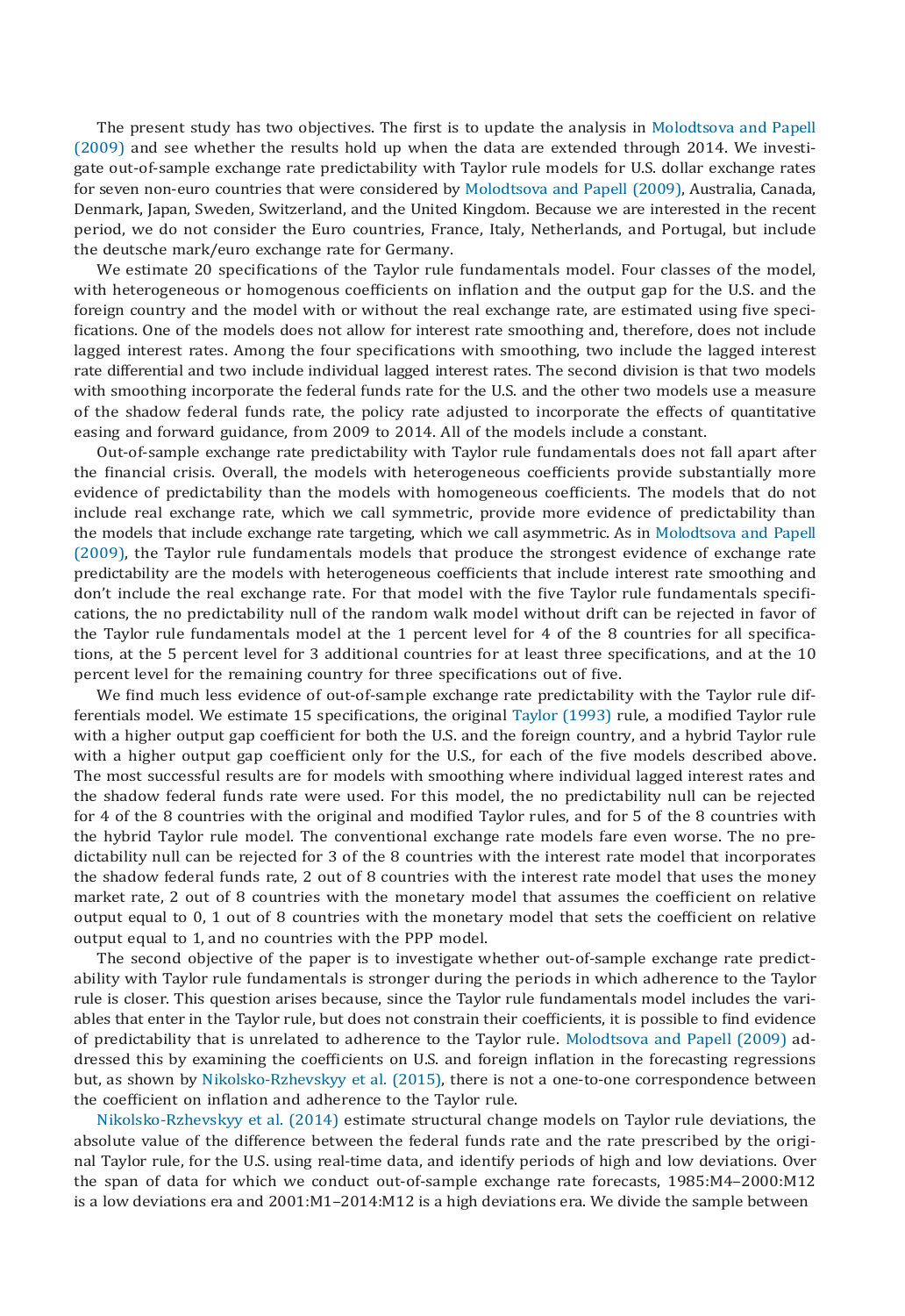The present study has two objectives. The first is to update the analysis in Molodtsova and Papell (2009) and see whether the results hold up when the data are extended through 2014. We investigate out-of-sample exchange rate predictability with Taylor rule models for U.S. dollar exchange rates for seven non-euro countries that were considered by Molodtsova and Papell (2009), Australia, Canada, Denmark, Japan, Sweden, Switzerland, and the United Kingdom. Because we are interested in the recent period, we do not consider the Euro countries, France, Italy, Netherlands, and Portugal, but include the deutsche mark/euro exchange rate for Germany.

We estimate 20 specifications of the Taylor rule fundamentals model. Four classes of the model, with heterogeneous or homogenous coefficients on inflation and the output gap for the U.S. and the foreign country and the model with or without the real exchange rate, are estimated using five specifications. One of the models does not allow for interest rate smoothing and, therefore, does not include lagged interest rates. Among the four specifications with smoothing, two include the lagged interest rate differential and two include individual lagged interest rates. The second division is that two models with smoothing incorporate the federal funds rate for the U.S. and the other two models use a measure of the shadow federal funds rate, the policy rate adjusted to incorporate the effects of quantitative easing and forward guidance, from 2009 to 2014. All of the models include a constant.

Out-of-sample exchange rate predictability with Taylor rule fundamentals does not fall apart after the financial crisis. Overall, the models with heterogeneous coefficients provide substantially more evidence of predictability than the models with homogeneous coefficients. The models that do not include real exchange rate, which we call symmetric, provide more evidence of predictability than the models that include exchange rate targeting, which we call asymmetric. As in Molodtsova and Papell (2009), the Taylor rule fundamentals models that produce the strongest evidence of exchange rate predictability are the models with heterogeneous coefficients that include interest rate smoothing and don't include the real exchange rate. For that model with the five Taylor rule fundamentals specifications, the no predictability null of the random walk model without drift can be rejected in favor of the Taylor rule fundamentals model at the 1 percent level for 4 of the 8 countries for all specifications, at the 5 percent level for 3 additional countries for at least three specifications, and at the 10 percent level for the remaining country for three specifications out of five.

We find much less evidence of out-of-sample exchange rate predictability with the Taylor rule differentials model. We estimate 15 specifications, the original Taylor (1993) rule, a modified Taylor rule with a higher output gap coefficient for both the U.S. and the foreign country, and a hybrid Taylor rule with a higher output gap coefficient only for the U.S., for each of the five models described above. The most successful results are for models with smoothing where individual lagged interest rates and the shadow federal funds rate were used. For this model, the no predictability null can be rejected for 4 of the 8 countries with the original and modified Taylor rules, and for 5 of the 8 countries with the hybrid Taylor rule model. The conventional exchange rate models fare even worse. The no predictability null can be rejected for 3 of the 8 countries with the interest rate model that incorporates the shadow federal funds rate, 2 out of 8 countries with the interest rate model that uses the money market rate, 2 out of 8 countries with the monetary model that assumes the coefficient on relative output equal to 0, 1 out of 8 countries with the monetary model that sets the coefficient on relative output equal to 1, and no countries with the PPP model.

The second objective of the paper is to investigate whether out-of-sample exchange rate predictability with Taylor rule fundamentals is stronger during the periods in which adherence to the Taylor rule is closer. This question arises because, since the Taylor rule fundamentals model includes the variables that enter in the Taylor rule, but does not constrain their coefficients, it is possible to find evidence of predictability that is unrelated to adherence to the Taylor rule. Molodtsova and Papell (2009) addressed this by examining the coefficients on U.S. and foreign inflation in the forecasting regressions but, as shown by Nikolsko-Rzhevskyy et al. (2015), there is not a one-to-one correspondence between the coefficient on inflation and adherence to the Taylor rule.

Nikolsko-Rzhevskyy et al. (2014) estimate structural change models on Taylor rule deviations, the absolute value of the difference between the federal funds rate and the rate prescribed by the original Taylor rule, for the U.S. using real-time data, and identify periods of high and low deviations. Over the span of data for which we conduct out-of-sample exchange rate forecasts, 1985:M4–2000:M12 is a low deviations era and 2001:M1–2014:M12 is a high deviations era. We divide the sample between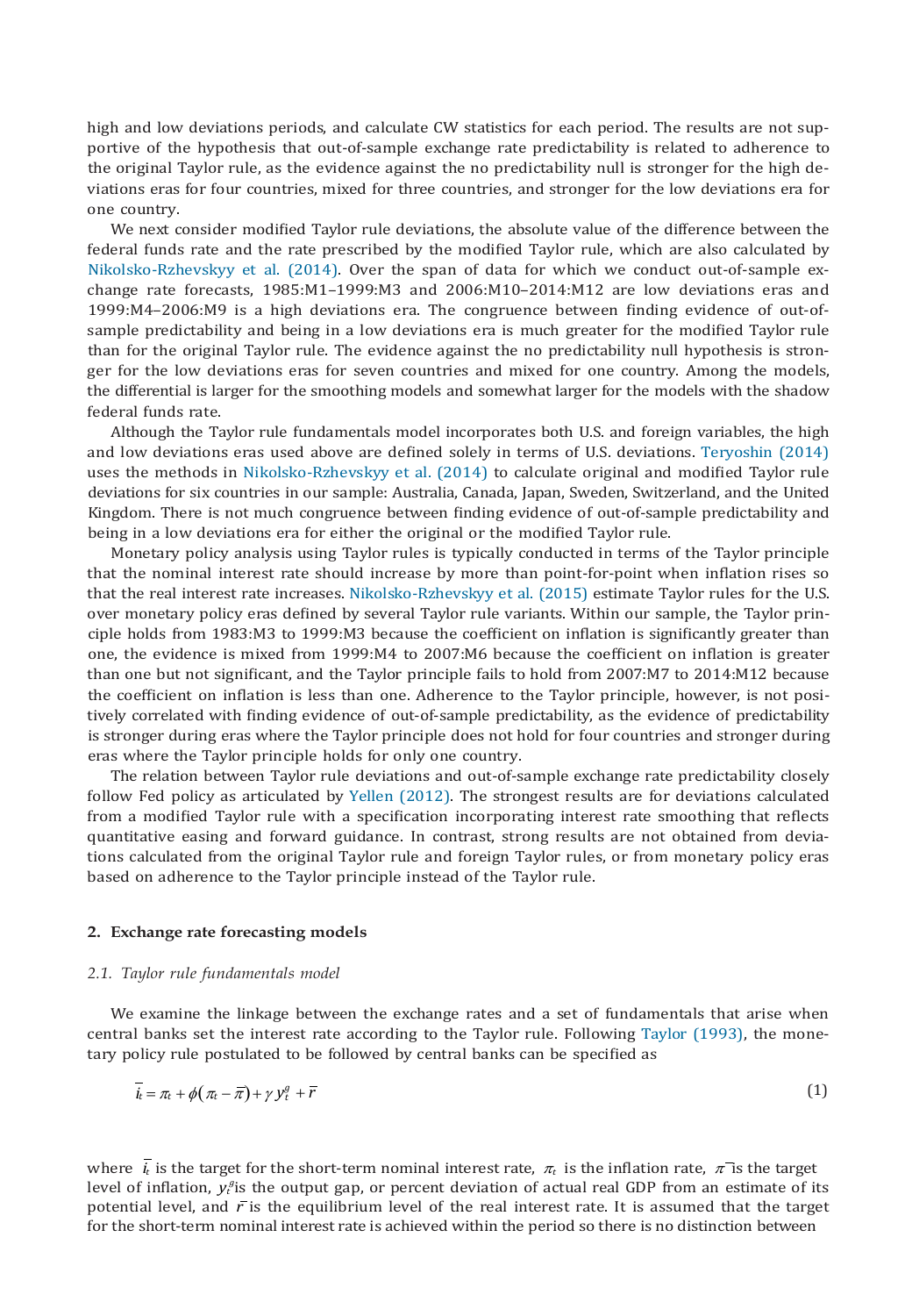high and low deviations periods, and calculate CW statistics for each period. The results are not supportive of the hypothesis that out-of-sample exchange rate predictability is related to adherence to the original Taylor rule, as the evidence against the no predictability null is stronger for the high deviations eras for four countries, mixed for three countries, and stronger for the low deviations era for one country.

We next consider modified Taylor rule deviations, the absolute value of the difference between the federal funds rate and the rate prescribed by the modified Taylor rule, which are also calculated by Nikolsko-Rzhevskyy et al. (2014). Over the span of data for which we conduct out-of-sample exchange rate forecasts, 1985:M1–1999:M3 and 2006:M10–2014:M12 are low deviations eras and 1999:M4–2006:M9 is a high deviations era. The congruence between finding evidence of out-of-sample predictability and being in a low deviations era is much greater for the modified Taylor rule than for the original Taylor rule. The evidence against the no predictability null hypothesis is stronger for the low deviations eras for seven countries and mixed for one country. Among the models, the differential is larger for the smoothing models and somewhat larger for the models with the shadow federal funds rate.

Although the Taylor rule fundamentals model incorporates both U.S. and foreign variables, the high and low deviations eras used above are defined solely in terms of U.S. deviations. Teryoshin (2014) uses the methods in Nikolsko-Rzhevskyy et al. (2014) to calculate original and modified Taylor rule deviations for six countries in our sample: Australia, Canada, Japan, Sweden, Switzerland, and the United Kingdom. There is not much congruence between finding evidence of out-of-sample predictability and being in a low deviations era for either the original or the modified Taylor rule.

Monetary policy analysis using Taylor rules is typically conducted in terms of the Taylor principle that the nominal interest rate should increase by more than point-for-point when inflation rises so that the real interest rate increases. Nikolsko-Rzhevskyy et al. (2015) estimate Taylor rules for the U.S. over monetary policy eras defined by several Taylor rule variants. Within our sample, the Taylor principle holds from 1983:M3 to 1999:M3 because the coefficient on inflation is significantly greater than one, the evidence is mixed from 1999:M4 to 2007:M6 because the coefficient on inflation is greater than one but not significant, and the Taylor principle fails to hold from 2007:M7 to 2014:M12 because the coefficient on inflation is less than one. Adherence to the Taylor principle, however, is not positively correlated with finding evidence of out-of-sample predictability, as the evidence of predictability is stronger during eras where the Taylor principle does not hold for four countries and stronger during eras where the Taylor principle holds for only one country.

The relation between Taylor rule deviations and out-of-sample exchange rate predictability closely follow Fed policy as articulated by Yellen (2012). The strongest results are for deviations calculated from a modified Taylor rule with a specification incorporating interest rate smoothing that reflects quantitative easing and forward guidance. In contrast, strong results are not obtained from deviations calculated from the original Taylor rule and foreign Taylor rules, or from monetary policy eras based on adherence to the Taylor principle instead of the Taylor rule.

## 2. Exchange rate forecasting models

### 2.1. Taylor rule fundamentals model

We examine the linkage between the exchange rates and a set of fundamentals that arise when central banks set the interest rate according to the Taylor rule. Following Taylor (1993), the monetary policy rule postulated to be followed by central banks can be specified as

$$\bar{i}_t = \pi_t + \phi(\pi_t - \bar{\pi}) + \gamma y_t^g + \bar{r} \tag{1}$$

where $\bar{i}_t$ is the target for the short-term nominal interest rate, $\pi_t$ is the inflation rate, $\bar{\pi}$ is the target level of inflation, $y_t^g$ is the output gap, or percent deviation of actual real GDP from an estimate of its potential level, and $\bar{r}$ is the equilibrium level of the real interest rate. It is assumed that the target for the short-term nominal interest rate is achieved within the period so there is no distinction between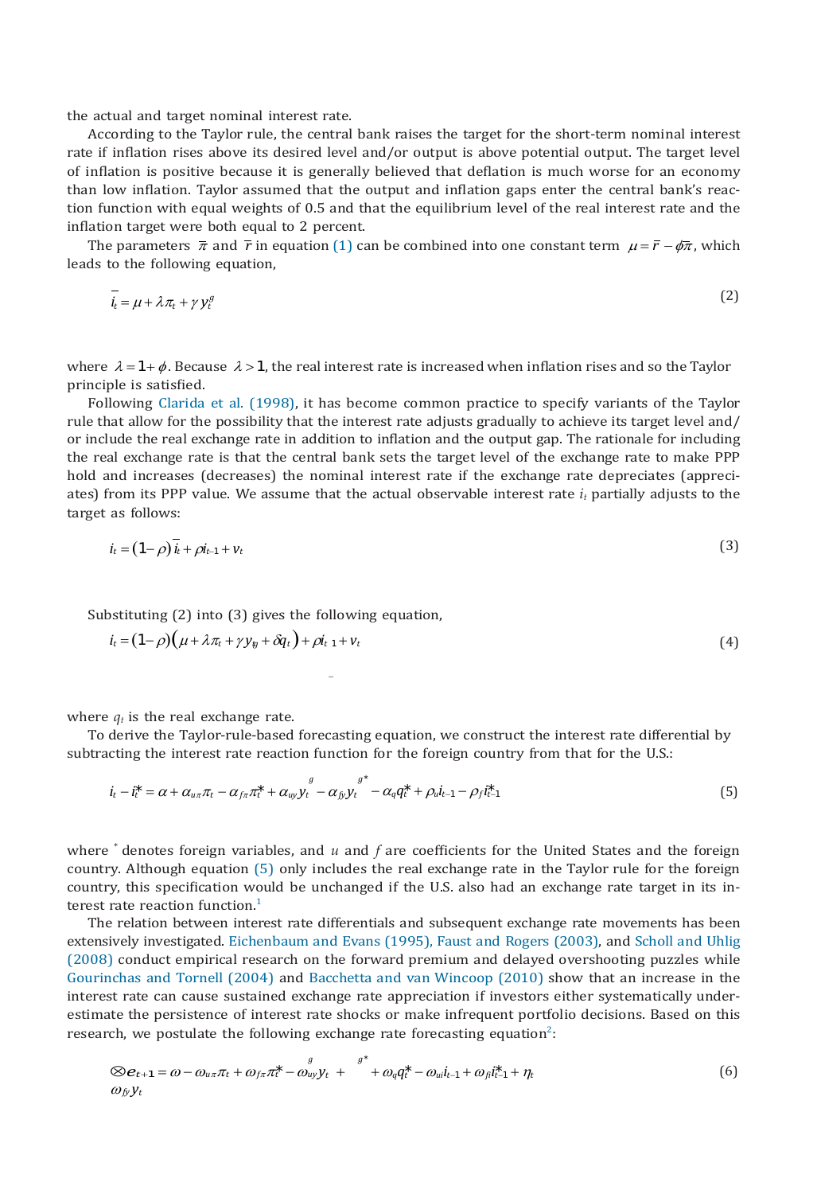the actual and target nominal interest rate.

According to the Taylor rule, the central bank raises the target for the short-term nominal interest rate if inflation rises above its desired level and/or output is above potential output. The target level of inflation is positive because it is generally believed that deflation is much worse for an economy than low inflation. Taylor assumed that the output and inflation gaps enter the central bank's reaction function with equal weights of 0.5 and that the equilibrium level of the real interest rate and the inflation target were both equal to 2 percent.

The parameters $\bar{\pi}$ and $\bar{r}$ in equation (1) can be combined into one constant term $\mu = \bar{r} - \phi\bar{\pi}$, which leads to the following equation,

$$\bar{i}_t = \mu + \lambda\pi_t + \gamma y_t^g \tag{2}$$

where $\lambda = 1 + \phi$. Because $\lambda > 1$, the real interest rate is increased when inflation rises and so the Taylor principle is satisfied.

Following Clarida et al. (1998), it has become common practice to specify variants of the Taylor rule that allow for the possibility that the interest rate adjusts gradually to achieve its target level and/or include the real exchange rate in addition to inflation and the output gap. The rationale for including the real exchange rate is that the central bank sets the target level of the exchange rate to make PPP hold and increases (decreases) the nominal interest rate if the exchange rate depreciates (appreciates) from its PPP value. We assume that the actual observable interest rate $i_t$ partially adjusts to the target as follows:

$$i_t = (1-\rho)\bar{i}_t + \rho i_{t-1} + v_t \tag{3}$$

Substituting (2) into (3) gives the following equation,

$$i_t = (1-\rho)\left(\mu + \lambda\pi_t + \gamma y_{tg} + \delta q_t\right) + \rho i_{t-1} + v_t \tag{4}$$

where $q_t$ is the real exchange rate.

To derive the Taylor-rule-based forecasting equation, we construct the interest rate differential by subtracting the interest rate reaction function for the foreign country from that for the U.S.:

$$i_t - i_t^* = \alpha + \alpha_{u\pi}\pi_t - \alpha_{f\pi}\pi_t^* + \alpha_{uy}y_t^g - \alpha_{fy}y_t^{g*} - \alpha_q q_t^* + \rho_u i_{t-1} - \rho_f i_{t-1}^* \tag{5}$$

where $^*$ denotes foreign variables, and $u$ and $f$ are coefficients for the United States and the foreign country. Although equation (5) only includes the real exchange rate in the Taylor rule for the foreign country, this specification would be unchanged if the U.S. also had an exchange rate target in its interest rate reaction function.[1]

The relation between interest rate differentials and subsequent exchange rate movements has been extensively investigated. Eichenbaum and Evans (1995), Faust and Rogers (2003), and Scholl and Uhlig (2008) conduct empirical research on the forward premium and delayed overshooting puzzles while Gourinchas and Tornell (2004) and Bacchetta and van Wincoop (2010) show that an increase in the interest rate can cause sustained exchange rate appreciation if investors either systematically underestimate the persistence of interest rate shocks or make infrequent portfolio decisions. Based on this research, we postulate the following exchange rate forecasting equation[2]:

$$\Delta e_{t+1} = \omega - \omega_{u\pi}\pi_t + \omega_{f\pi}\pi_t^* - \omega_{uy}y_t^g + \omega_{fy}y_t^{g*} + \omega_q q_t^* - \omega_{ui}i_{t-1} + \omega_{fi}i_{t-1}^* + \eta_t \tag{6}$$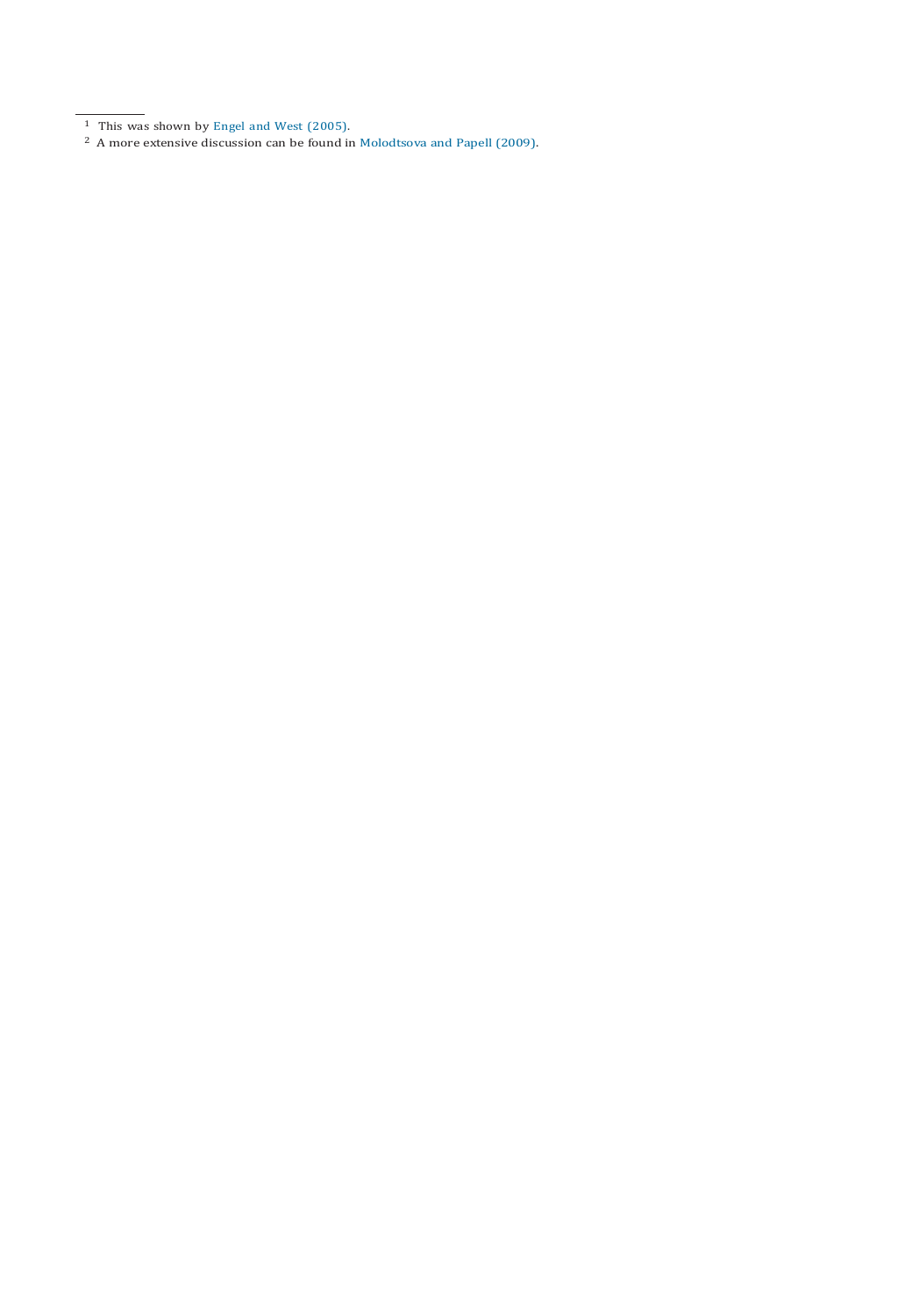[1] This was shown by Engel and West (2005).

[2] A more extensive discussion can be found in Molodtsova and Papell (2009).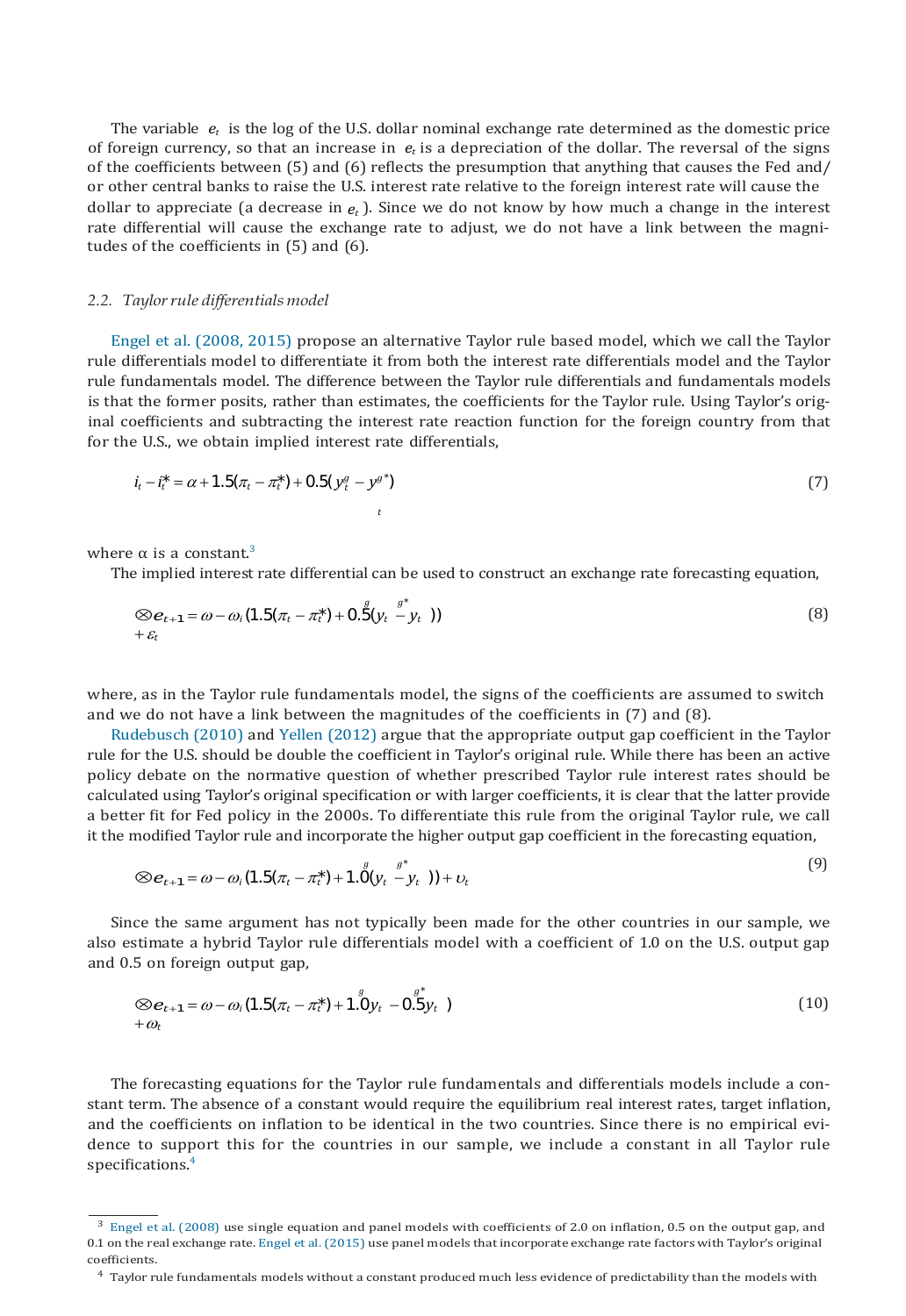The variable $e_t$ is the log of the U.S. dollar nominal exchange rate determined as the domestic price of foreign currency, so that an increase in $e_t$ is a depreciation of the dollar. The reversal of the signs of the coefficients between (5) and (6) reflects the presumption that anything that causes the Fed and/or other central banks to raise the U.S. interest rate relative to the foreign interest rate will cause the dollar to appreciate (a decrease in $e_t$). Since we do not know by how much a change in the interest rate differential will cause the exchange rate to adjust, we do not have a link between the magnitudes of the coefficients in (5) and (6).

### 2.2. *Taylor rule differentials model*

Engel et al. (2008, 2015) propose an alternative Taylor rule based model, which we call the Taylor rule differentials model to differentiate it from both the interest rate differentials model and the Taylor rule fundamentals model. The difference between the Taylor rule differentials and fundamentals models is that the former posits, rather than estimates, the coefficients for the Taylor rule. Using Taylor's original coefficients and subtracting the interest rate reaction function for the foreign country from that for the U.S., we obtain implied interest rate differentials,

$$i_t - i_t^* = \alpha + 1.5(\pi_t - \pi_t^*) + 0.5(y_t^g - y_t^{g*}) \tag{7}$$

where α is a constant.[3]

The implied interest rate differential can be used to construct an exchange rate forecasting equation,

$$\Delta e_{t+1} = \omega - \omega_i (1.5(\pi_t - \pi_t^*) + 0.5(y_t^g - y_t^{g*})) + \varepsilon_t \tag{8}$$

where, as in the Taylor rule fundamentals model, the signs of the coefficients are assumed to switch and we do not have a link between the magnitudes of the coefficients in (7) and (8).

Rudebusch (2010) and Yellen (2012) argue that the appropriate output gap coefficient in the Taylor rule for the U.S. should be double the coefficient in Taylor's original rule. While there has been an active policy debate on the normative question of whether prescribed Taylor rule interest rates should be calculated using Taylor's original specification or with larger coefficients, it is clear that the latter provide a better fit for Fed policy in the 2000s. To differentiate this rule from the original Taylor rule, we call it the modified Taylor rule and incorporate the higher output gap coefficient in the forecasting equation,

$$\Delta e_{t+1} = \omega - \omega_i (1.5(\pi_t - \pi_t^*) + 1.0(y_t^g - y_t^{g*})) + \upsilon_t \tag{9}$$

Since the same argument has not typically been made for the other countries in our sample, we also estimate a hybrid Taylor rule differentials model with a coefficient of 1.0 on the U.S. output gap and 0.5 on foreign output gap,

$$\Delta e_{t+1} = \omega - \omega_i (1.5(\pi_t - \pi_t^*) + 1.0 y_t^g - 0.5 y_t^{g*}) + \omega_t \tag{10}$$

The forecasting equations for the Taylor rule fundamentals and differentials models include a constant term. The absence of a constant would require the equilibrium real interest rates, target inflation, and the coefficients on inflation to be identical in the two countries. Since there is no empirical evidence to support this for the countries in our sample, we include a constant in all Taylor rule specifications.[4]

---

[3] Engel et al. (2008) use single equation and panel models with coefficients of 2.0 on inflation, 0.5 on the output gap, and 0.1 on the real exchange rate. Engel et al. (2015) use panel models that incorporate exchange rate factors with Taylor's original coefficients.

[4] Taylor rule fundamentals models without a constant produced much less evidence of predictability than the models with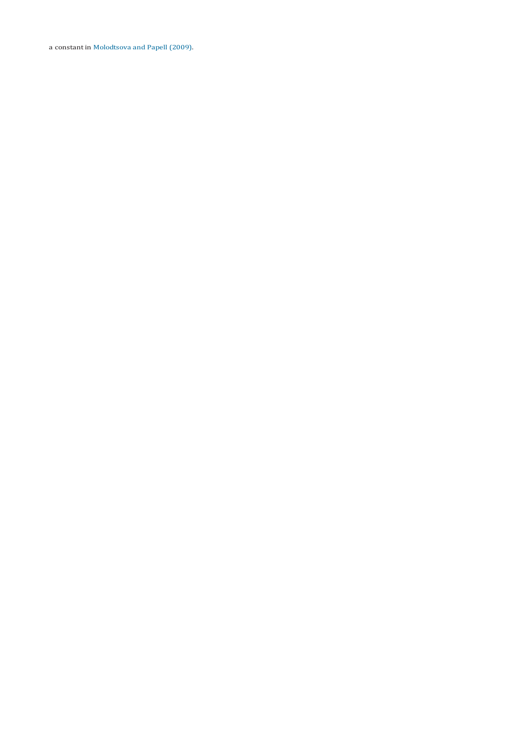a constant in Molodtsova and Papell (2009).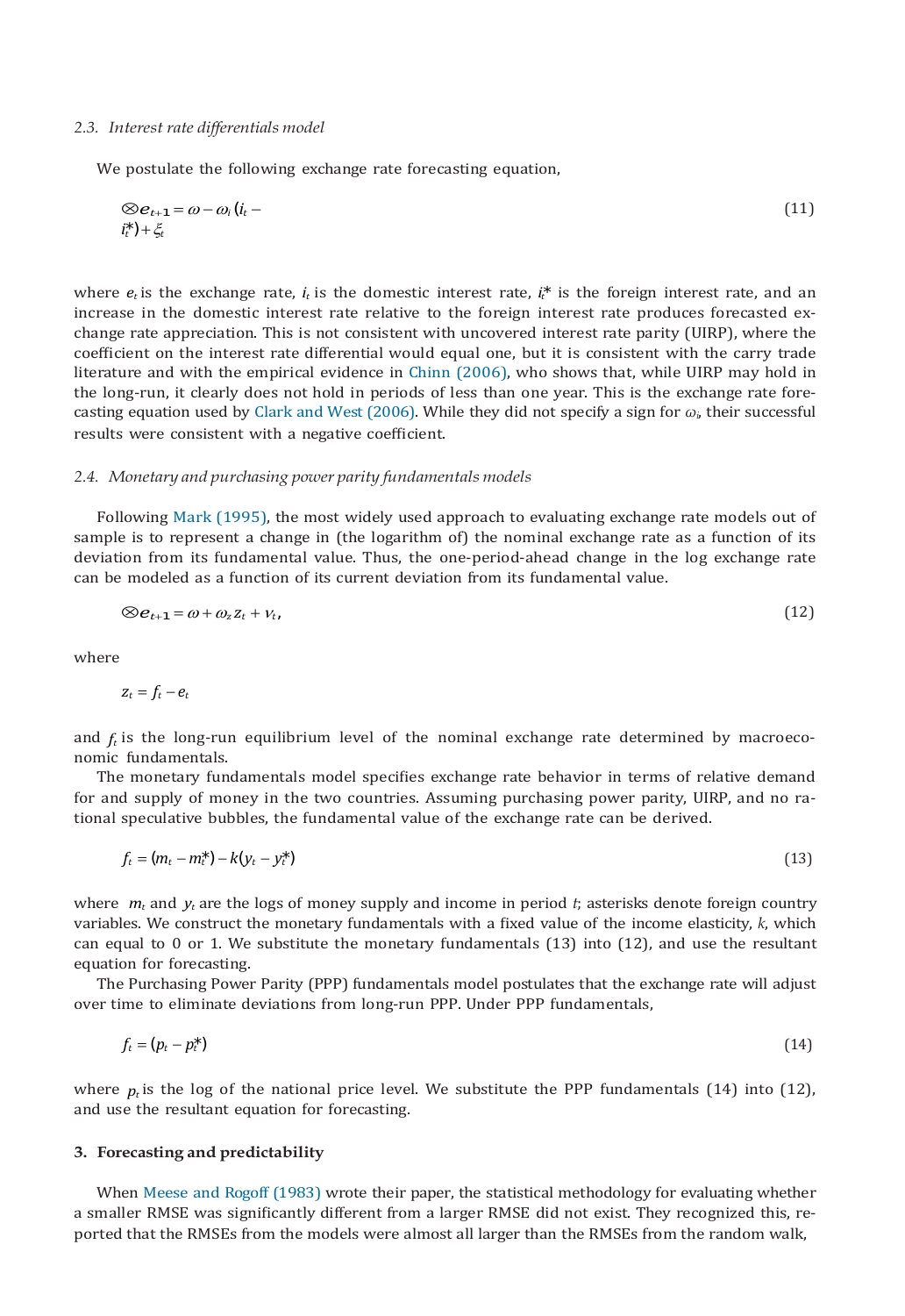### 2.3. *Interest rate differentials model*

We postulate the following exchange rate forecasting equation,

$$\otimes e_{t+1} = \omega - \omega_i (i_t - i_t^*) + \xi_t \tag{11}$$

where $e_t$ is the exchange rate, $i_t$ is the domestic interest rate, $i_t^*$ is the foreign interest rate, and an increase in the domestic interest rate relative to the foreign interest rate produces forecasted exchange rate appreciation. This is not consistent with uncovered interest rate parity (UIRP), where the coefficient on the interest rate differential would equal one, but it is consistent with the carry trade literature and with the empirical evidence in Chinn (2006), who shows that, while UIRP may hold in the long-run, it clearly does not hold in periods of less than one year. This is the exchange rate forecasting equation used by Clark and West (2006). While they did not specify a sign for $\omega_i$, their successful results were consistent with a negative coefficient.

### 2.4. *Monetary and purchasing power parity fundamentals models*

Following Mark (1995), the most widely used approach to evaluating exchange rate models out of sample is to represent a change in (the logarithm of) the nominal exchange rate as a function of its deviation from its fundamental value. Thus, the one-period-ahead change in the log exchange rate can be modeled as a function of its current deviation from its fundamental value.

$$\otimes e_{t+1} = \omega + \omega_z z_t + v_t, \tag{12}$$

where

$$z_t = f_t - e_t$$

and $f_t$ is the long-run equilibrium level of the nominal exchange rate determined by macroeconomic fundamentals.

The monetary fundamentals model specifies exchange rate behavior in terms of relative demand for and supply of money in the two countries. Assuming purchasing power parity, UIRP, and no rational speculative bubbles, the fundamental value of the exchange rate can be derived.

$$f_t = (m_t - m_t^*) - k(y_t - y_t^*) \tag{13}$$

where $m_t$ and $y_t$ are the logs of money supply and income in period $t$; asterisks denote foreign country variables. We construct the monetary fundamentals with a fixed value of the income elasticity, $k$, which can equal to 0 or 1. We substitute the monetary fundamentals (13) into (12), and use the resultant equation for forecasting.

The Purchasing Power Parity (PPP) fundamentals model postulates that the exchange rate will adjust over time to eliminate deviations from long-run PPP. Under PPP fundamentals,

$$f_t = (p_t - p_t^*) \tag{14}$$

where $p_t$ is the log of the national price level. We substitute the PPP fundamentals (14) into (12), and use the resultant equation for forecasting.

## 3. Forecasting and predictability

When Meese and Rogoff (1983) wrote their paper, the statistical methodology for evaluating whether a smaller RMSE was significantly different from a larger RMSE did not exist. They recognized this, reported that the RMSEs from the models were almost all larger than the RMSEs from the random walk,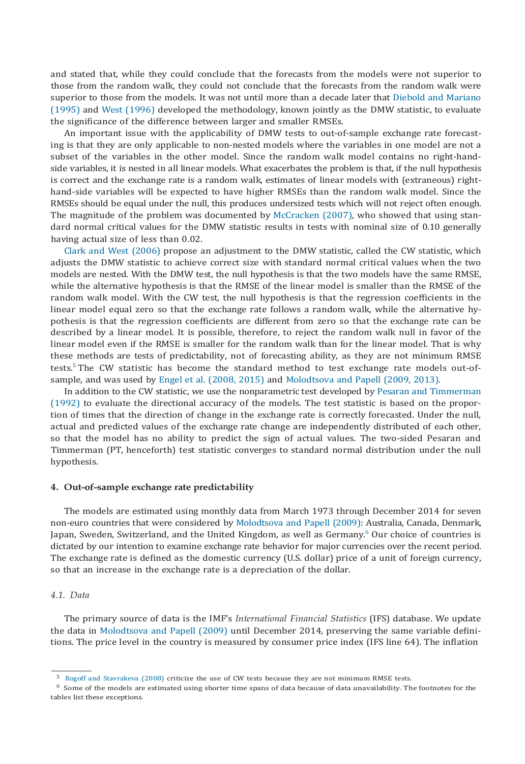and stated that, while they could conclude that the forecasts from the models were not superior to those from the random walk, they could not conclude that the forecasts from the random walk were superior to those from the models. It was not until more than a decade later that Diebold and Mariano (1995) and West (1996) developed the methodology, known jointly as the DMW statistic, to evaluate the significance of the difference between larger and smaller RMSEs.

An important issue with the applicability of DMW tests to out-of-sample exchange rate forecasting is that they are only applicable to non-nested models where the variables in one model are not a subset of the variables in the other model. Since the random walk model contains no right-hand-side variables, it is nested in all linear models. What exacerbates the problem is that, if the null hypothesis is correct and the exchange rate is a random walk, estimates of linear models with (extraneous) right-hand-side variables will be expected to have higher RMSEs than the random walk model. Since the RMSEs should be equal under the null, this produces undersized tests which will not reject often enough. The magnitude of the problem was documented by McCracken (2007), who showed that using standard normal critical values for the DMW statistic results in tests with nominal size of 0.10 generally having actual size of less than 0.02.

Clark and West (2006) propose an adjustment to the DMW statistic, called the CW statistic, which adjusts the DMW statistic to achieve correct size with standard normal critical values when the two models are nested. With the DMW test, the null hypothesis is that the two models have the same RMSE, while the alternative hypothesis is that the RMSE of the linear model is smaller than the RMSE of the random walk model. With the CW test, the null hypothesis is that the regression coefficients in the linear model equal zero so that the exchange rate follows a random walk, while the alternative hypothesis is that the regression coefficients are different from zero so that the exchange rate can be described by a linear model. It is possible, therefore, to reject the random walk null in favor of the linear model even if the RMSE is smaller for the random walk than for the linear model. That is why these methods are tests of predictability, not of forecasting ability, as they are not minimum RMSE tests.[5] The CW statistic has become the standard method to test exchange rate models out-of-sample, and was used by Engel et al. (2008, 2015) and Molodtsova and Papell (2009, 2013).

In addition to the CW statistic, we use the nonparametric test developed by Pesaran and Timmerman (1992) to evaluate the directional accuracy of the models. The test statistic is based on the proportion of times that the direction of change in the exchange rate is correctly forecasted. Under the null, actual and predicted values of the exchange rate change are independently distributed of each other, so that the model has no ability to predict the sign of actual values. The two-sided Pesaran and Timmerman (PT, henceforth) test statistic converges to standard normal distribution under the null hypothesis.

## 4. Out-of-sample exchange rate predictability

The models are estimated using monthly data from March 1973 through December 2014 for seven non-euro countries that were considered by Molodtsova and Papell (2009): Australia, Canada, Denmark, Japan, Sweden, Switzerland, and the United Kingdom, as well as Germany.[6] Our choice of countries is dictated by our intention to examine exchange rate behavior for major currencies over the recent period. The exchange rate is defined as the domestic currency (U.S. dollar) price of a unit of foreign currency, so that an increase in the exchange rate is a depreciation of the dollar.

### 4.1. Data

The primary source of data is the IMF's *International Financial Statistics* (IFS) database. We update the data in Molodtsova and Papell (2009) until December 2014, preserving the same variable definitions. The price level in the country is measured by consumer price index (IFS line 64). The inflation

[5] Rogoff and Stavrakeva (2008) criticize the use of CW tests because they are not minimum RMSE tests.

[6] Some of the models are estimated using shorter time spans of data because of data unavailability. The footnotes for the tables list these exceptions.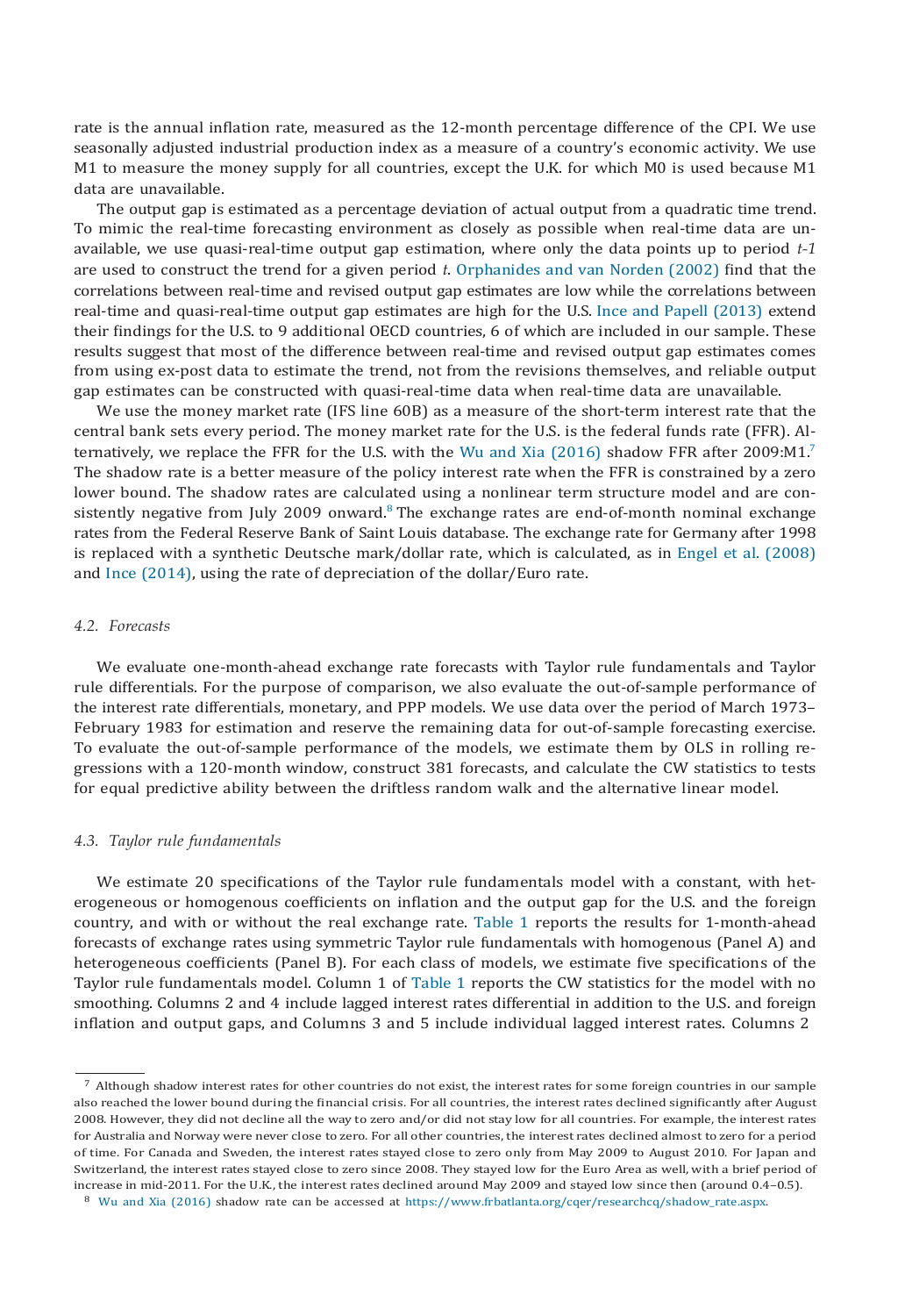rate is the annual inflation rate, measured as the 12-month percentage difference of the CPI. We use seasonally adjusted industrial production index as a measure of a country's economic activity. We use M1 to measure the money supply for all countries, except the U.K. for which M0 is used because M1 data are unavailable.

The output gap is estimated as a percentage deviation of actual output from a quadratic time trend. To mimic the real-time forecasting environment as closely as possible when real-time data are unavailable, we use quasi-real-time output gap estimation, where only the data points up to period *t-1* are used to construct the trend for a given period *t*. Orphanides and van Norden (2002) find that the correlations between real-time and revised output gap estimates are low while the correlations between real-time and quasi-real-time output gap estimates are high for the U.S. Ince and Papell (2013) extend their findings for the U.S. to 9 additional OECD countries, 6 of which are included in our sample. These results suggest that most of the difference between real-time and revised output gap estimates comes from using ex-post data to estimate the trend, not from the revisions themselves, and reliable output gap estimates can be constructed with quasi-real-time data when real-time data are unavailable.

We use the money market rate (IFS line 60B) as a measure of the short-term interest rate that the central bank sets every period. The money market rate for the U.S. is the federal funds rate (FFR). Alternatively, we replace the FFR for the U.S. with the Wu and Xia (2016) shadow FFR after 2009:M1.[7] The shadow rate is a better measure of the policy interest rate when the FFR is constrained by a zero lower bound. The shadow rates are calculated using a nonlinear term structure model and are consistently negative from July 2009 onward.[8] The exchange rates are end-of-month nominal exchange rates from the Federal Reserve Bank of Saint Louis database. The exchange rate for Germany after 1998 is replaced with a synthetic Deutsche mark/dollar rate, which is calculated, as in Engel et al. (2008) and Ince (2014), using the rate of depreciation of the dollar/Euro rate.

### 4.2. Forecasts

We evaluate one-month-ahead exchange rate forecasts with Taylor rule fundamentals and Taylor rule differentials. For the purpose of comparison, we also evaluate the out-of-sample performance of the interest rate differentials, monetary, and PPP models. We use data over the period of March 1973–February 1983 for estimation and reserve the remaining data for out-of-sample forecasting exercise. To evaluate the out-of-sample performance of the models, we estimate them by OLS in rolling regressions with a 120-month window, construct 381 forecasts, and calculate the CW statistics to tests for equal predictive ability between the driftless random walk and the alternative linear model.

### 4.3. Taylor rule fundamentals

We estimate 20 specifications of the Taylor rule fundamentals model with a constant, with heterogeneous or homogenous coefficients on inflation and the output gap for the U.S. and the foreign country, and with or without the real exchange rate. Table 1 reports the results for 1-month-ahead forecasts of exchange rates using symmetric Taylor rule fundamentals with homogenous (Panel A) and heterogeneous coefficients (Panel B). For each class of models, we estimate five specifications of the Taylor rule fundamentals model. Column 1 of Table 1 reports the CW statistics for the model with no smoothing. Columns 2 and 4 include lagged interest rates differential in addition to the U.S. and foreign inflation and output gaps, and Columns 3 and 5 include individual lagged interest rates. Columns 2

---

[7] Although shadow interest rates for other countries do not exist, the interest rates for some foreign countries in our sample also reached the lower bound during the financial crisis. For all countries, the interest rates declined significantly after August 2008. However, they did not decline all the way to zero and/or did not stay low for all countries. For example, the interest rates for Australia and Norway were never close to zero. For all other countries, the interest rates declined almost to zero for a period of time. For Canada and Sweden, the interest rates stayed close to zero only from May 2009 to August 2010. For Japan and Switzerland, the interest rates stayed close to zero since 2008. They stayed low for the Euro Area as well, with a brief period of increase in mid-2011. For the U.K., the interest rates declined around May 2009 and stayed low since then (around 0.4–0.5).

[8] Wu and Xia (2016) shadow rate can be accessed at https://www.frbatlanta.org/cqer/researchcq/shadow_rate.aspx.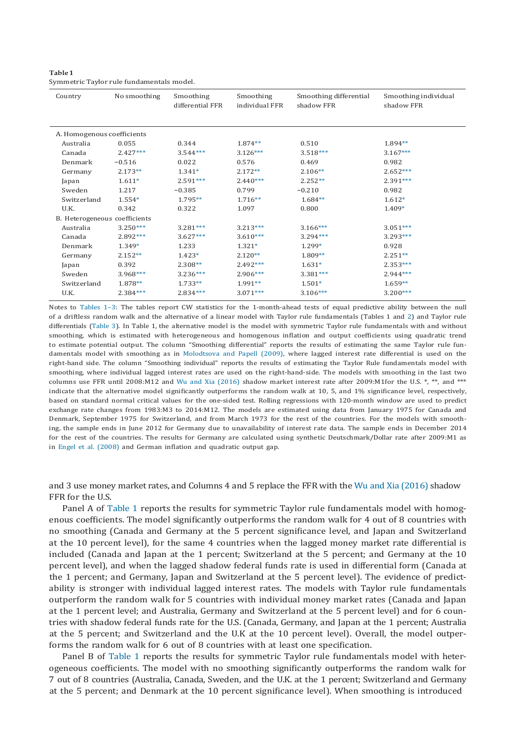**Table 1**
Symmetric Taylor rule fundamentals model.

| Country | No smoothing | Smoothing differential FFR | Smoothing individual FFR | Smoothing differential shadow FFR | Smoothing individual shadow FFR |
|---|---|---|---|---|---|
| A. Homogenous coefficients | | | | | |
| Australia | 0.055 | 0.344 | 1.874** | 0.510 | 1.894** |
| Canada | 2.427*** | 3.544*** | 3.126*** | 3.518*** | 3.167*** |
| Denmark | −0.516 | 0.022 | 0.576 | 0.469 | 0.982 |
| Germany | 2.173** | 1.341* | 2.172** | 2.106** | 2.652*** |
| Japan | 1.611* | 2.591*** | 2.440*** | 2.252** | 2.391*** |
| Sweden | 1.217 | −0.385 | 0.799 | −0.210 | 0.982 |
| Switzerland | 1.554* | 1.795** | 1.716** | 1.684** | 1.612* |
| U.K. | 0.342 | 0.322 | 1.097 | 0.800 | 1.409* |
| B. Heterogeneous coefficients | | | | | |
| Australia | 3.250*** | 3.281*** | 3.213*** | 3.166*** | 3.051*** |
| Canada | 2.892*** | 3.627*** | 3.610*** | 3.294*** | 3.293*** |
| Denmark | 1.349* | 1.233 | 1.321* | 1.299* | 0.928 |
| Germany | 2.152** | 1.423* | 2.120** | 1.809** | 2.251** |
| Japan | 0.392 | 2.308** | 2.492*** | 1.631* | 2.353*** |
| Sweden | 3.968*** | 3.236*** | 2.906*** | 3.381*** | 2.944*** |
| Switzerland | 1.878** | 1.733** | 1.991** | 1.501* | 1.659** |
| U.K. | 2.384*** | 2.834*** | 3.071*** | 3.106*** | 3.200*** |

Notes to Tables 1–3: The tables report CW statistics for the 1-month-ahead tests of equal predictive ability between the null of a driftless random walk and the alternative of a linear model with Taylor rule fundamentals (Tables 1 and 2) and Taylor rule differentials (Table 3). In Table 1, the alternative model is the model with symmetric Taylor rule fundamentals with and without smoothing, which is estimated with heterogeneous and homogenous inflation and output coefficients using quadratic trend to estimate potential output. The column "Smoothing differential" reports the results of estimating the same Taylor rule fundamentals model with smoothing as in Molodtsova and Papell (2009), where lagged interest rate differential is used on the right-hand side. The column "Smoothing individual" reports the results of estimating the Taylor Rule fundamentals model with smoothing, where individual lagged interest rates are used on the right-hand-side. The models with smoothing in the last two columns use FFR until 2008:M12 and Wu and Xia (2016) shadow market interest rate after 2009:M1for the U.S. *, **, and *** indicate that the alternative model significantly outperforms the random walk at 10, 5, and 1% significance level, respectively, based on standard normal critical values for the one-sided test. Rolling regressions with 120-month window are used to predict exchange rate changes from 1983:M3 to 2014:M12. The models are estimated using data from January 1975 for Canada and Denmark, September 1975 for Switzerland, and from March 1973 for the rest of the countries. For the models with smoothing, the sample ends in June 2012 for Germany due to unavailability of interest rate data. The sample ends in December 2014 for the rest of the countries. The results for Germany are calculated using synthetic Deutschmark/Dollar rate after 2009:M1 as in Engel et al. (2008) and German inflation and quadratic output gap.

and 3 use money market rates, and Columns 4 and 5 replace the FFR with the Wu and Xia (2016) shadow FFR for the U.S.

Panel A of Table 1 reports the results for symmetric Taylor rule fundamentals model with homogenous coefficients. The model significantly outperforms the random walk for 4 out of 8 countries with no smoothing (Canada and Germany at the 5 percent significance level, and Japan and Switzerland at the 10 percent level), for the same 4 countries when the lagged money market rate differential is included (Canada and Japan at the 1 percent; Switzerland at the 5 percent; and Germany at the 10 percent level), and when the lagged shadow federal funds rate is used in differential form (Canada at the 1 percent; and Germany, Japan and Switzerland at the 5 percent level). The evidence of predictability is stronger with individual lagged interest rates. The models with Taylor rule fundamentals outperform the random walk for 5 countries with individual money market rates (Canada and Japan at the 1 percent level; and Australia, Germany and Switzerland at the 5 percent level) and for 6 countries with shadow federal funds rate for the U.S. (Canada, Germany, and Japan at the 1 percent; Australia at the 5 percent; and Switzerland and the U.K at the 10 percent level). Overall, the model outperforms the random walk for 6 out of 8 countries with at least one specification.

Panel B of Table 1 reports the results for symmetric Taylor rule fundamentals model with heterogeneous coefficients. The model with no smoothing significantly outperforms the random walk for 7 out of 8 countries (Australia, Canada, Sweden, and the U.K. at the 1 percent; Switzerland and Germany at the 5 percent; and Denmark at the 10 percent significance level). When smoothing is introduced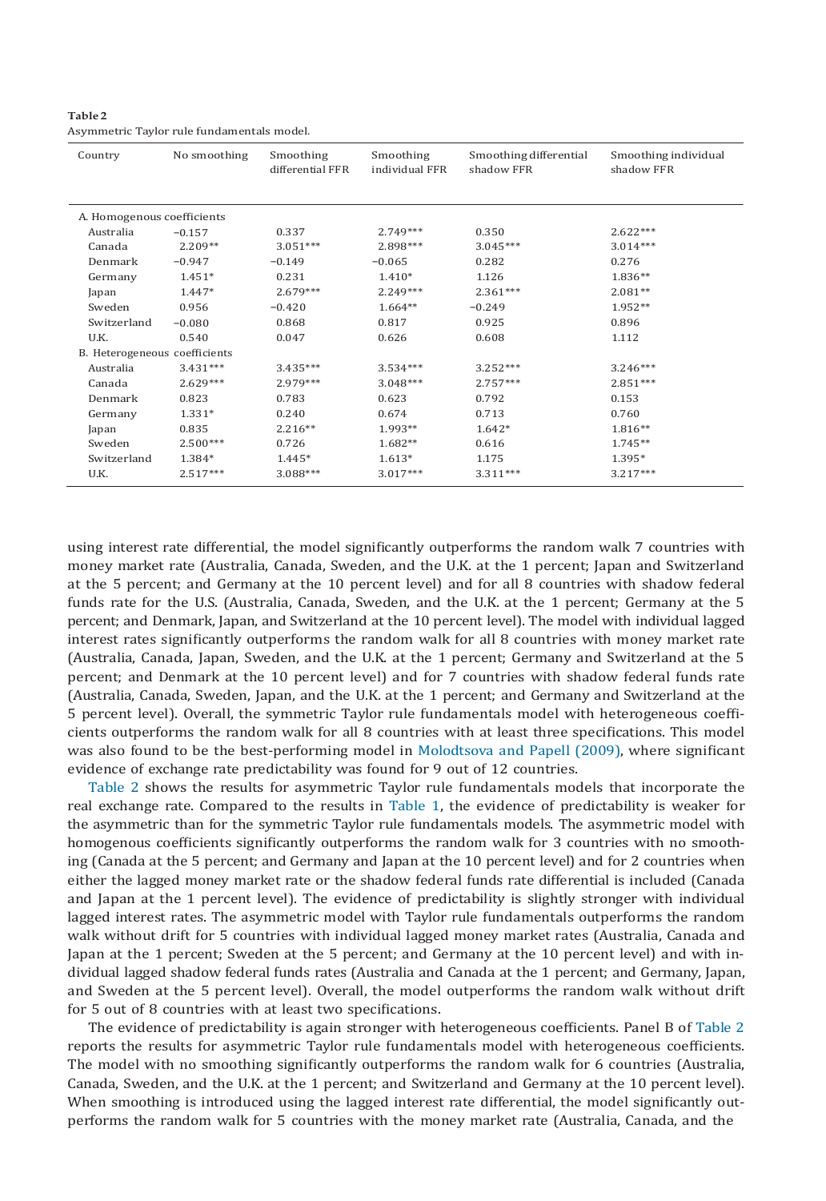**Table 2**
Asymmetric Taylor rule fundamentals model.

| Country | No smoothing | Smoothing differential FFR | Smoothing individual FFR | Smoothing differential shadow FFR | Smoothing individual shadow FFR |
|---|---|---|---|---|---|
| A. Homogenous coefficients | | | | | |
| Australia | −0.157 | 0.337 | 2.749*** | 0.350 | 2.622*** |
| Canada | 2.209** | 3.051*** | 2.898*** | 3.045*** | 3.014*** |
| Denmark | −0.947 | −0.149 | −0.065 | 0.282 | 0.276 |
| Germany | 1.451* | 0.231 | 1.410* | 1.126 | 1.836** |
| Japan | 1.447* | 2.679*** | 2.249*** | 2.361*** | 2.081** |
| Sweden | 0.956 | −0.420 | 1.664** | −0.249 | 1.952** |
| Switzerland | −0.080 | 0.868 | 0.817 | 0.925 | 0.896 |
| U.K. | 0.540 | 0.047 | 0.626 | 0.608 | 1.112 |
| B. Heterogeneous coefficients | | | | | |
| Australia | 3.431*** | 3.435*** | 3.534*** | 3.252*** | 3.246*** |
| Canada | 2.629*** | 2.979*** | 3.048*** | 2.757*** | 2.851*** |
| Denmark | 0.823 | 0.783 | 0.623 | 0.792 | 0.153 |
| Germany | 1.331* | 0.240 | 0.674 | 0.713 | 0.760 |
| Japan | 0.835 | 2.216** | 1.993** | 1.642* | 1.816** |
| Sweden | 2.500*** | 0.726 | 1.682** | 0.616 | 1.745** |
| Switzerland | 1.384* | 1.445* | 1.613* | 1.175 | 1.395* |
| U.K. | 2.517*** | 3.088*** | 3.017*** | 3.311*** | 3.217*** |

using interest rate differential, the model significantly outperforms the random walk 7 countries with money market rate (Australia, Canada, Sweden, and the U.K. at the 1 percent; Japan and Switzerland at the 5 percent; and Germany at the 10 percent level) and for all 8 countries with shadow federal funds rate for the U.S. (Australia, Canada, Sweden, and the U.K. at the 1 percent; Germany at the 5 percent; and Denmark, Japan, and Switzerland at the 10 percent level). The model with individual lagged interest rates significantly outperforms the random walk for all 8 countries with money market rate (Australia, Canada, Japan, Sweden, and the U.K. at the 1 percent; Germany and Switzerland at the 5 percent; and Denmark at the 10 percent level) and for 7 countries with shadow federal funds rate (Australia, Canada, Sweden, Japan, and the U.K. at the 1 percent; and Germany and Switzerland at the 5 percent level). Overall, the symmetric Taylor rule fundamentals model with heterogeneous coefficients outperforms the random walk for all 8 countries with at least three specifications. This model was also found to be the best-performing model in Molodtsova and Papell (2009), where significant evidence of exchange rate predictability was found for 9 out of 12 countries.

Table 2 shows the results for asymmetric Taylor rule fundamentals models that incorporate the real exchange rate. Compared to the results in Table 1, the evidence of predictability is weaker for the asymmetric than for the symmetric Taylor rule fundamentals models. The asymmetric model with homogenous coefficients significantly outperforms the random walk for 3 countries with no smoothing (Canada at the 5 percent; and Germany and Japan at the 10 percent level) and for 2 countries when either the lagged money market rate or the shadow federal funds rate differential is included (Canada and Japan at the 1 percent level). The evidence of predictability is slightly stronger with individual lagged interest rates. The asymmetric model with Taylor rule fundamentals outperforms the random walk without drift for 5 countries with individual lagged money market rates (Australia, Canada and Japan at the 1 percent; Sweden at the 5 percent; and Germany at the 10 percent level) and with individual lagged shadow federal funds rates (Australia and Canada at the 1 percent; and Germany, Japan, and Sweden at the 5 percent level). Overall, the model outperforms the random walk without drift for 5 out of 8 countries with at least two specifications.

The evidence of predictability is again stronger with heterogeneous coefficients. Panel B of Table 2 reports the results for asymmetric Taylor rule fundamentals model with heterogeneous coefficients. The model with no smoothing significantly outperforms the random walk for 6 countries (Australia, Canada, Sweden, and the U.K. at the 1 percent; and Switzerland and Germany at the 10 percent level). When smoothing is introduced using the lagged interest rate differential, the model significantly outperforms the random walk for 5 countries with the money market rate (Australia, Canada, and the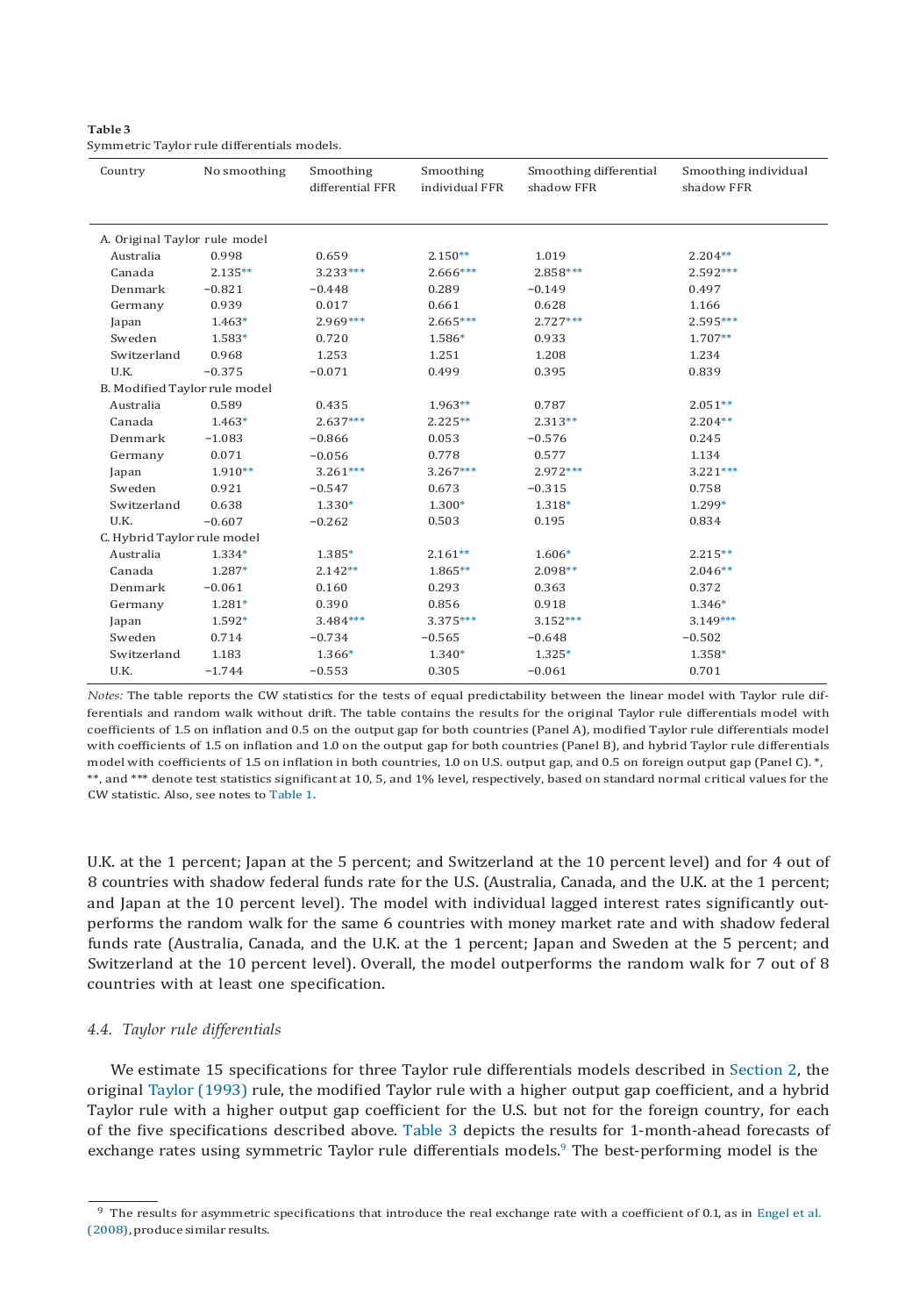**Table 3**
Symmetric Taylor rule differentials models.

| Country | No smoothing | Smoothing differential FFR | Smoothing individual FFR | Smoothing differential shadow FFR | Smoothing individual shadow FFR |
|---|---|---|---|---|---|
| A. Original Taylor rule model | | | | | |
| Australia | 0.998 | 0.659 | 2.150** | 1.019 | 2.204** |
| Canada | 2.135** | 3.233*** | 2.666*** | 2.858*** | 2.592*** |
| Denmark | −0.821 | −0.448 | 0.289 | −0.149 | 0.497 |
| Germany | 0.939 | 0.017 | 0.661 | 0.628 | 1.166 |
| Japan | 1.463* | 2.969*** | 2.665*** | 2.727*** | 2.595*** |
| Sweden | 1.583* | 0.720 | 1.586* | 0.933 | 1.707** |
| Switzerland | 0.968 | 1.253 | 1.251 | 1.208 | 1.234 |
| U.K. | −0.375 | −0.071 | 0.499 | 0.395 | 0.839 |
| B. Modified Taylor rule model | | | | | |
| Australia | 0.589 | 0.435 | 1.963** | 0.787 | 2.051** |
| Canada | 1.463* | 2.637*** | 2.225** | 2.313** | 2.204** |
| Denmark | −1.083 | −0.866 | 0.053 | −0.576 | 0.245 |
| Germany | 0.071 | −0.056 | 0.778 | 0.577 | 1.134 |
| Japan | 1.910** | 3.261*** | 3.267*** | 2.972*** | 3.221*** |
| Sweden | 0.921 | −0.547 | 0.673 | −0.315 | 0.758 |
| Switzerland | 0.638 | 1.330* | 1.300* | 1.318* | 1.299* |
| U.K. | −0.607 | −0.262 | 0.503 | 0.195 | 0.834 |
| C. Hybrid Taylor rule model | | | | | |
| Australia | 1.334* | 1.385* | 2.161** | 1.606* | 2.215** |
| Canada | 1.287* | 2.142** | 1.865** | 2.098** | 2.046** |
| Denmark | −0.061 | 0.160 | 0.293 | 0.363 | 0.372 |
| Germany | 1.281* | 0.390 | 0.856 | 0.918 | 1.346* |
| Japan | 1.592* | 3.484*** | 3.375*** | 3.152*** | 3.149*** |
| Sweden | 0.714 | −0.734 | −0.565 | −0.648 | −0.502 |
| Switzerland | 1.183 | 1.366* | 1.340* | 1.325* | 1.358* |
| U.K. | −1.744 | −0.553 | 0.305 | −0.061 | 0.701 |

*Notes:* The table reports the CW statistics for the tests of equal predictability between the linear model with Taylor rule differentials and random walk without drift. The table contains the results for the original Taylor rule differentials model with coefficients of 1.5 on inflation and 0.5 on the output gap for both countries (Panel A), modified Taylor rule differentials model with coefficients of 1.5 on inflation and 1.0 on the output gap for both countries (Panel B), and hybrid Taylor rule differentials model with coefficients of 1.5 on inflation in both countries, 1.0 on U.S. output gap, and 0.5 on foreign output gap (Panel C). *, **, and *** denote test statistics significant at 10, 5, and 1% level, respectively, based on standard normal critical values for the CW statistic. Also, see notes to Table 1.

U.K. at the 1 percent; Japan at the 5 percent; and Switzerland at the 10 percent level) and for 4 out of 8 countries with shadow federal funds rate for the U.S. (Australia, Canada, and the U.K. at the 1 percent; and Japan at the 10 percent level). The model with individual lagged interest rates significantly outperforms the random walk for the same 6 countries with money market rate and with shadow federal funds rate (Australia, Canada, and the U.K. at the 1 percent; Japan and Sweden at the 5 percent; and Switzerland at the 10 percent level). Overall, the model outperforms the random walk for 7 out of 8 countries with at least one specification.

### 4.4. Taylor rule differentials

We estimate 15 specifications for three Taylor rule differentials models described in Section 2, the original Taylor (1993) rule, the modified Taylor rule with a higher output gap coefficient, and a hybrid Taylor rule with a higher output gap coefficient for the U.S. but not for the foreign country, for each of the five specifications described above. Table 3 depicts the results for 1-month-ahead forecasts of exchange rates using symmetric Taylor rule differentials models.[9] The best-performing model is the

[9] The results for asymmetric specifications that introduce the real exchange rate with a coefficient of 0.1, as in Engel et al. (2008), produce similar results.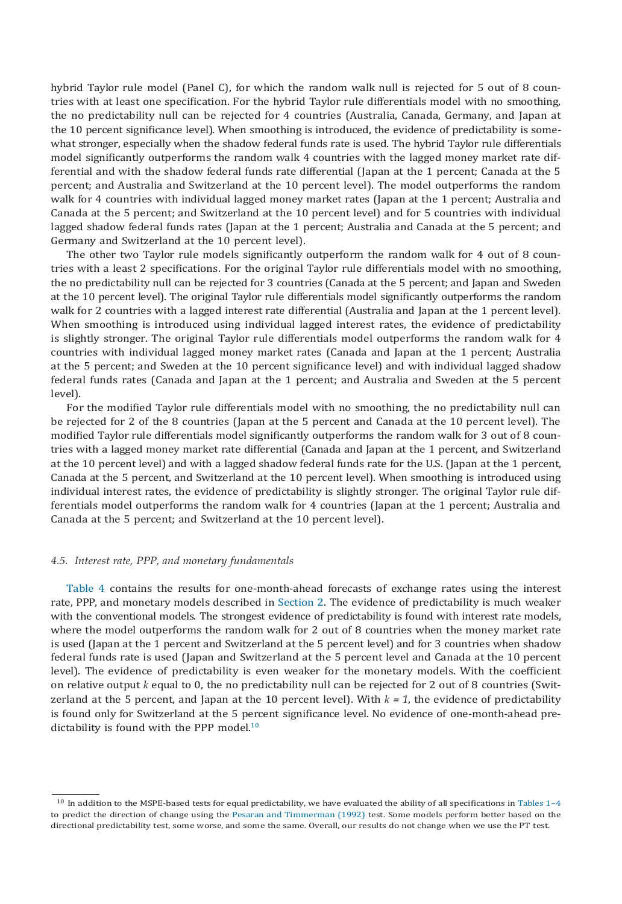hybrid Taylor rule model (Panel C), for which the random walk null is rejected for 5 out of 8 countries with at least one specification. For the hybrid Taylor rule differentials model with no smoothing, the no predictability null can be rejected for 4 countries (Australia, Canada, Germany, and Japan at the 10 percent significance level). When smoothing is introduced, the evidence of predictability is somewhat stronger, especially when the shadow federal funds rate is used. The hybrid Taylor rule differentials model significantly outperforms the random walk 4 countries with the lagged money market rate differential and with the shadow federal funds rate differential (Japan at the 1 percent; Canada at the 5 percent; and Australia and Switzerland at the 10 percent level). The model outperforms the random walk for 4 countries with individual lagged money market rates (Japan at the 1 percent; Australia and Canada at the 5 percent; and Switzerland at the 10 percent level) and for 5 countries with individual lagged shadow federal funds rates (Japan at the 1 percent; Australia and Canada at the 5 percent; and Germany and Switzerland at the 10 percent level).

The other two Taylor rule models significantly outperform the random walk for 4 out of 8 countries with a least 2 specifications. For the original Taylor rule differentials model with no smoothing, the no predictability null can be rejected for 3 countries (Canada at the 5 percent; and Japan and Sweden at the 10 percent level). The original Taylor rule differentials model significantly outperforms the random walk for 2 countries with a lagged interest rate differential (Australia and Japan at the 1 percent level). When smoothing is introduced using individual lagged interest rates, the evidence of predictability is slightly stronger. The original Taylor rule differentials model outperforms the random walk for 4 countries with individual lagged money market rates (Canada and Japan at the 1 percent; Australia at the 5 percent; and Sweden at the 10 percent significance level) and with individual lagged shadow federal funds rates (Canada and Japan at the 1 percent; and Australia and Sweden at the 5 percent level).

For the modified Taylor rule differentials model with no smoothing, the no predictability null can be rejected for 2 of the 8 countries (Japan at the 5 percent and Canada at the 10 percent level). The modified Taylor rule differentials model significantly outperforms the random walk for 3 out of 8 countries with a lagged money market rate differential (Canada and Japan at the 1 percent, and Switzerland at the 10 percent level) and with a lagged shadow federal funds rate for the U.S. (Japan at the 1 percent, Canada at the 5 percent, and Switzerland at the 10 percent level). When smoothing is introduced using individual interest rates, the evidence of predictability is slightly stronger. The original Taylor rule differentials model outperforms the random walk for 4 countries (Japan at the 1 percent; Australia and Canada at the 5 percent; and Switzerland at the 10 percent level).

### *4.5. Interest rate, PPP, and monetary fundamentals*

Table 4 contains the results for one-month-ahead forecasts of exchange rates using the interest rate, PPP, and monetary models described in Section 2. The evidence of predictability is much weaker with the conventional models. The strongest evidence of predictability is found with interest rate models, where the model outperforms the random walk for 2 out of 8 countries when the money market rate is used (Japan at the 1 percent and Switzerland at the 5 percent level) and for 3 countries when shadow federal funds rate is used (Japan and Switzerland at the 5 percent level and Canada at the 10 percent level). The evidence of predictability is even weaker for the monetary models. With the coefficient on relative output $k$ equal to 0, the no predictability null can be rejected for 2 out of 8 countries (Switzerland at the 5 percent, and Japan at the 10 percent level). With $k = 1$, the evidence of predictability is found only for Switzerland at the 5 percent significance level. No evidence of one-month-ahead predictability is found with the PPP model.[10]

[10] In addition to the MSPE-based tests for equal predictability, we have evaluated the ability of all specifications in Tables 1–4 to predict the direction of change using the Pesaran and Timmerman (1992) test. Some models perform better based on the directional predictability test, some worse, and some the same. Overall, our results do not change when we use the PT test.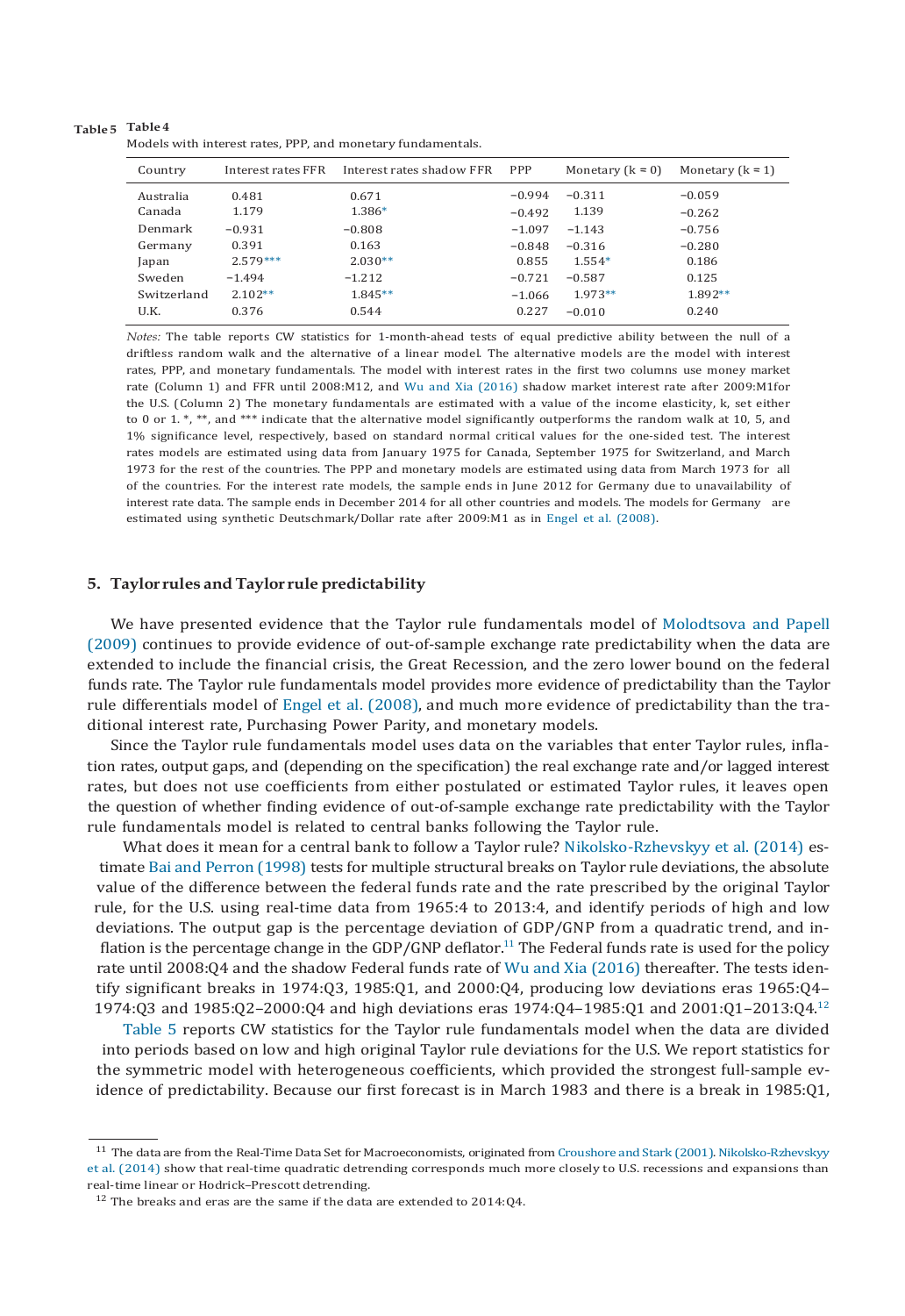**Table 4**

Models with interest rates, PPP, and monetary fundamentals.

| Country | Interest rates FFR | Interest rates shadow FFR | PPP | Monetary (k = 0) | Monetary (k = 1) |
|---|---|---|---|---|---|
| Australia | 0.481 | 0.671 | −0.994 | −0.311 | −0.059 |
| Canada | 1.179 | 1.386* | −0.492 | 1.139 | −0.262 |
| Denmark | −0.931 | −0.808 | −1.097 | −1.143 | −0.756 |
| Germany | 0.391 | 0.163 | −0.848 | −0.316 | −0.280 |
| Japan | 2.579*** | 2.030** | 0.855 | 1.554* | 0.186 |
| Sweden | −1.494 | −1.212 | −0.721 | −0.587 | 0.125 |
| Switzerland | 2.102** | 1.845** | −1.066 | 1.973** | 1.892** |
| U.K. | 0.376 | 0.544 | 0.227 | −0.010 | 0.240 |

*Notes:* The table reports CW statistics for 1-month-ahead tests of equal predictive ability between the null of a driftless random walk and the alternative of a linear model. The alternative models are the model with interest rates, PPP, and monetary fundamentals. The model with interest rates in the first two columns use money market rate (Column 1) and FFR until 2008:M12, and Wu and Xia (2016) shadow market interest rate after 2009:M1for the U.S. (Column 2) The monetary fundamentals are estimated with a value of the income elasticity, k, set either to 0 or 1. *, **, and *** indicate that the alternative model significantly outperforms the random walk at 10, 5, and 1% significance level, respectively, based on standard normal critical values for the one-sided test. The interest rates models are estimated using data from January 1975 for Canada, September 1975 for Switzerland, and March 1973 for the rest of the countries. The PPP and monetary models are estimated using data from March 1973 for all of the countries. For the interest rate models, the sample ends in June 2012 for Germany due to unavailability of interest rate data. The sample ends in December 2014 for all other countries and models. The models for Germany are estimated using synthetic Deutschmark/Dollar rate after 2009:M1 as in Engel et al. (2008).

## 5. Taylor rules and Taylor rule predictability

We have presented evidence that the Taylor rule fundamentals model of Molodtsova and Papell (2009) continues to provide evidence of out-of-sample exchange rate predictability when the data are extended to include the financial crisis, the Great Recession, and the zero lower bound on the federal funds rate. The Taylor rule fundamentals model provides more evidence of predictability than the Taylor rule differentials model of Engel et al. (2008), and much more evidence of predictability than the traditional interest rate, Purchasing Power Parity, and monetary models.

Since the Taylor rule fundamentals model uses data on the variables that enter Taylor rules, inflation rates, output gaps, and (depending on the specification) the real exchange rate and/or lagged interest rates, but does not use coefficients from either postulated or estimated Taylor rules, it leaves open the question of whether finding evidence of out-of-sample exchange rate predictability with the Taylor rule fundamentals model is related to central banks following the Taylor rule.

What does it mean for a central bank to follow a Taylor rule? Nikolsko-Rzhevskyy et al. (2014) estimate Bai and Perron (1998) tests for multiple structural breaks on Taylor rule deviations, the absolute value of the difference between the federal funds rate and the rate prescribed by the original Taylor rule, for the U.S. using real-time data from 1965:4 to 2013:4, and identify periods of high and low deviations. The output gap is the percentage deviation of GDP/GNP from a quadratic trend, and inflation is the percentage change in the GDP/GNP deflator.[11] The Federal funds rate is used for the policy rate until 2008:Q4 and the shadow Federal funds rate of Wu and Xia (2016) thereafter. The tests identify significant breaks in 1974:Q3, 1985:Q1, and 2000:Q4, producing low deviations eras 1965:Q4–1974:Q3 and 1985:Q2–2000:Q4 and high deviations eras 1974:Q4–1985:Q1 and 2001:Q1–2013:Q4.[12]

Table 5 reports CW statistics for the Taylor rule fundamentals model when the data are divided into periods based on low and high original Taylor rule deviations for the U.S. We report statistics for the symmetric model with heterogeneous coefficients, which provided the strongest full-sample evidence of predictability. Because our first forecast is in March 1983 and there is a break in 1985:Q1,

[11] The data are from the Real-Time Data Set for Macroeconomists, originated from Croushore and Stark (2001). Nikolsko-Rzhevskyy et al. (2014) show that real-time quadratic detrending corresponds much more closely to U.S. recessions and expansions than real-time linear or Hodrick–Prescott detrending.

[12] The breaks and eras are the same if the data are extended to 2014:Q4.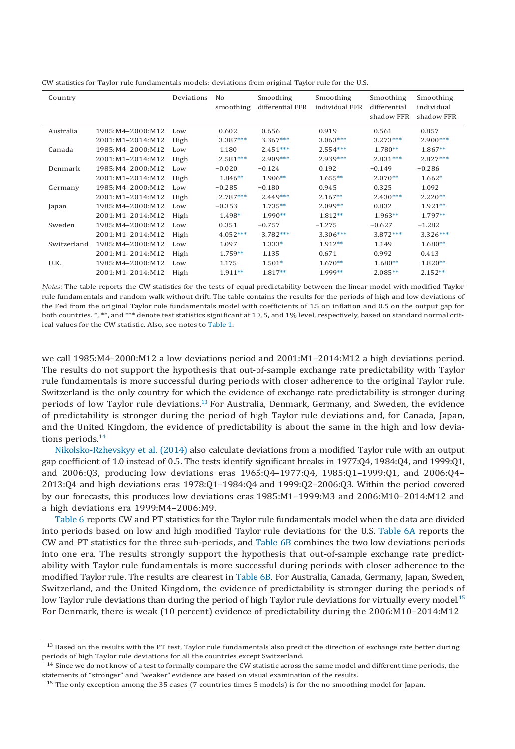CW statistics for Taylor rule fundamentals models: deviations from original Taylor rule for the U.S.

| Country | | Deviations | No smoothing | Smoothing differential FFR | Smoothing individual FFR | Smoothing differential shadow FFR | Smoothing individual shadow FFR |
|---|---|---|---|---|---|---|---|
| Australia | 1985:M4–2000:M12 | Low | 0.602 | 0.656 | 0.919 | 0.561 | 0.857 |
| | 2001:M1–2014:M12 | High | 3.387*** | 3.367*** | 3.063*** | 3.273*** | 2.900*** |
| Canada | 1985:M4–2000:M12 | Low | 1.180 | 2.451*** | 2.554*** | 1.780** | 1.867** |
| | 2001:M1–2014:M12 | High | 2.581*** | 2.909*** | 2.939*** | 2.831*** | 2.827*** |
| Denmark | 1985:M4–2000:M12 | Low | −0.020 | −0.124 | 0.192 | −0.149 | −0.286 |
| | 2001:M1–2014:M12 | High | 1.846** | 1.906** | 1.655** | 2.070** | 1.662* |
| Germany | 1985:M4–2000:M12 | Low | −0.285 | −0.180 | 0.945 | 0.325 | 1.092 |
| | 2001:M1–2014:M12 | High | 2.787*** | 2.449*** | 2.167** | 2.430*** | 2.220** |
| Japan | 1985:M4–2000:M12 | Low | −0.353 | 1.735** | 2.099** | 0.832 | 1.921** |
| | 2001:M1–2014:M12 | High | 1.498* | 1.990** | 1.812** | 1.963** | 1.797** |
| Sweden | 1985:M4–2000:M12 | Low | 0.351 | −0.757 | −1.275 | −0.627 | −1.282 |
| | 2001:M1–2014:M12 | High | 4.052*** | 3.782*** | 3.306*** | 3.872*** | 3.326*** |
| Switzerland | 1985:M4–2000:M12 | Low | 1.097 | 1.333* | 1.912** | 1.149 | 1.680** |
| | 2001:M1–2014:M12 | High | 1.759** | 1.135 | 0.671 | 0.992 | 0.413 |
| U.K. | 1985:M4–2000:M12 | Low | 1.175 | 1.501* | 1.670** | 1.680** | 1.820** |
| | 2001:M1–2014:M12 | High | 1.911** | 1.817** | 1.999** | 2.085** | 2.152** |

*Notes:* The table reports the CW statistics for the tests of equal predictability between the linear model with modified Taylor rule fundamentals and random walk without drift. The table contains the results for the periods of high and low deviations of the Fed from the original Taylor rule fundamentals model with coefficients of 1.5 on inflation and 0.5 on the output gap for both countries. *, **, and *** denote test statistics significant at 10, 5, and 1% level, respectively, based on standard normal critical values for the CW statistic. Also, see notes to Table 1.

we call 1985:M4–2000:M12 a low deviations period and 2001:M1–2014:M12 a high deviations period. The results do not support the hypothesis that out-of-sample exchange rate predictability with Taylor rule fundamentals is more successful during periods with closer adherence to the original Taylor rule. Switzerland is the only country for which the evidence of exchange rate predictability is stronger during periods of low Taylor rule deviations.[13] For Australia, Denmark, Germany, and Sweden, the evidence of predictability is stronger during the period of high Taylor rule deviations and, for Canada, Japan, and the United Kingdom, the evidence of predictability is about the same in the high and low deviations periods.[14]

Nikolsko-Rzhevskyy et al. (2014) also calculate deviations from a modified Taylor rule with an output gap coefficient of 1.0 instead of 0.5. The tests identify significant breaks in 1977:Q4, 1984:Q4, and 1999:Q1, and 2006:Q3, producing low deviations eras 1965:Q4–1977:Q4, 1985:Q1–1999:Q1, and 2006:Q4–2013:Q4 and high deviations eras 1978:Q1–1984:Q4 and 1999:Q2–2006:Q3. Within the period covered by our forecasts, this produces low deviations eras 1985:M1–1999:M3 and 2006:M10–2014:M12 and a high deviations era 1999:M4–2006:M9.

Table 6 reports CW and PT statistics for the Taylor rule fundamentals model when the data are divided into periods based on low and high modified Taylor rule deviations for the U.S. Table 6A reports the CW and PT statistics for the three sub-periods, and Table 6B combines the two low deviations periods into one era. The results strongly support the hypothesis that out-of-sample exchange rate predictability with Taylor rule fundamentals is more successful during periods with closer adherence to the modified Taylor rule. The results are clearest in Table 6B. For Australia, Canada, Germany, Japan, Sweden, Switzerland, and the United Kingdom, the evidence of predictability is stronger during the periods of low Taylor rule deviations than during the period of high Taylor rule deviations for virtually every model.[15] For Denmark, there is weak (10 percent) evidence of predictability during the 2006:M10–2014:M12

[13] Based on the results with the PT test, Taylor rule fundamentals also predict the direction of exchange rate better during periods of high Taylor rule deviations for all the countries except Switzerland.

[14] Since we do not know of a test to formally compare the CW statistic across the same model and different time periods, the statements of "stronger" and "weaker" evidence are based on visual examination of the results.

[15] The only exception among the 35 cases (7 countries times 5 models) is for the no smoothing model for Japan.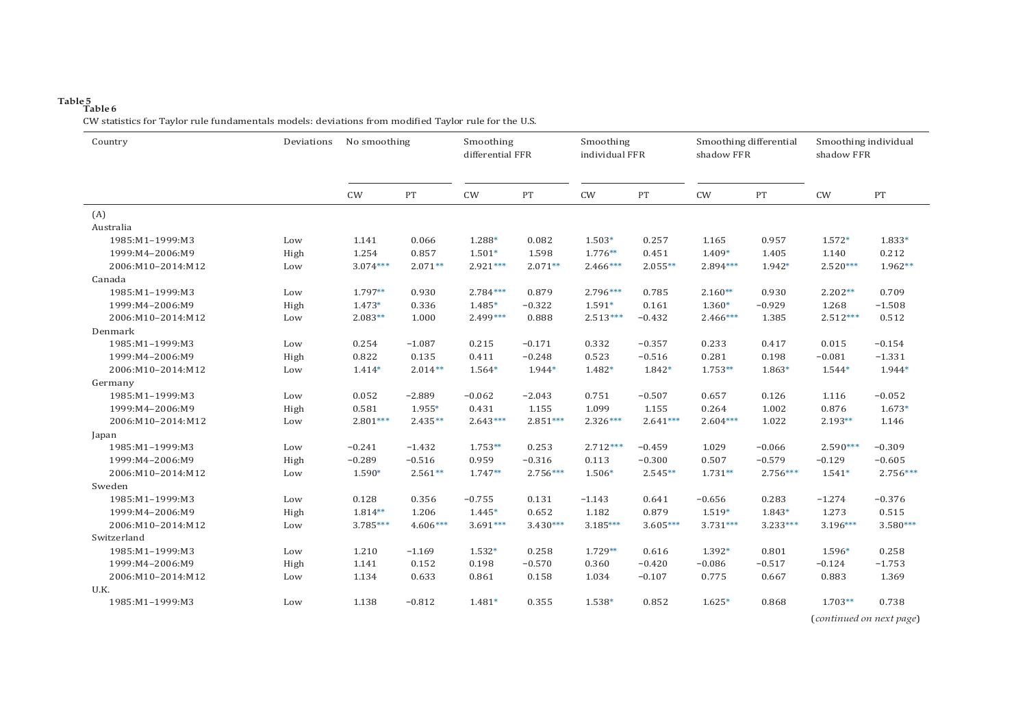**Table 5**
**Table 6**

CW statistics for Taylor rule fundamentals models: deviations from modified Taylor rule for the U.S.

| Country | Deviations | No smoothing | | Smoothing differential FFR | | Smoothing individual FFR | | Smoothing differential shadow FFR | | Smoothing individual shadow FFR | |
|---|---|---|---|---|---|---|---|---|---|---|---|
| | | CW | PT | CW | PT | CW | PT | CW | PT | CW | PT |
| (A) | | | | | | | | | | | |
| Australia | | | | | | | | | | | |
| 1985:M1–1999:M3 | Low | 1.141 | 0.066 | 1.288* | 0.082 | 1.503* | 0.257 | 1.165 | 0.957 | 1.572* | 1.833* |
| 1999:M4–2006:M9 | High | 1.254 | 0.857 | 1.501* | 1.598 | 1.776** | 0.451 | 1.409* | 1.405 | 1.140 | 0.212 |
| 2006:M10–2014:M12 | Low | 3.074*** | 2.071** | 2.921*** | 2.071** | 2.466*** | 2.055** | 2.894*** | 1.942* | 2.520*** | 1.962** |
| Canada | | | | | | | | | | | |
| 1985:M1–1999:M3 | Low | 1.797** | 0.930 | 2.784*** | 0.879 | 2.796*** | 0.785 | 2.160** | 0.930 | 2.202** | 0.709 |
| 1999:M4–2006:M9 | High | 1.473* | 0.336 | 1.485* | −0.322 | 1.591* | 0.161 | 1.360* | −0.929 | 1.268 | −1.508 |
| 2006:M10–2014:M12 | Low | 2.083** | 1.000 | 2.499*** | 0.888 | 2.513*** | −0.432 | 2.466*** | 1.385 | 2.512*** | 0.512 |
| Denmark | | | | | | | | | | | |
| 1985:M1–1999:M3 | Low | 0.254 | −1.087 | 0.215 | −0.171 | 0.332 | −0.357 | 0.233 | 0.417 | 0.015 | −0.154 |
| 1999:M4–2006:M9 | High | 0.822 | 0.135 | 0.411 | −0.248 | 0.523 | −0.516 | 0.281 | 0.198 | −0.081 | −1.331 |
| 2006:M10–2014:M12 | Low | 1.414* | 2.014** | 1.564* | 1.944* | 1.482* | 1.842* | 1.753** | 1.863* | 1.544* | 1.944* |
| Germany | | | | | | | | | | | |
| 1985:M1–1999:M3 | Low | 0.052 | −2.889 | −0.062 | −2.043 | 0.751 | −0.507 | 0.657 | 0.126 | 1.116 | −0.052 |
| 1999:M4–2006:M9 | High | 0.581 | 1.955* | 0.431 | 1.155 | 1.099 | 1.155 | 0.264 | 1.002 | 0.876 | 1.673* |
| 2006:M10–2014:M12 | Low | 2.801*** | 2.435** | 2.643*** | 2.851*** | 2.326*** | 2.641*** | 2.604*** | 1.022 | 2.193** | 1.146 |
| Japan | | | | | | | | | | | |
| 1985:M1–1999:M3 | Low | −0.241 | −1.432 | 1.753** | 0.253 | 2.712*** | −0.459 | 1.029 | −0.066 | 2.590*** | −0.309 |
| 1999:M4–2006:M9 | High | −0.289 | −0.516 | 0.959 | −0.316 | 0.113 | −0.300 | 0.507 | −0.579 | −0.129 | −0.605 |
| 2006:M10–2014:M12 | Low | 1.590* | 2.561** | 1.747** | 2.756*** | 1.506* | 2.545** | 1.731** | 2.756*** | 1.541* | 2.756*** |
| Sweden | | | | | | | | | | | |
| 1985:M1–1999:M3 | Low | 0.128 | 0.356 | −0.755 | 0.131 | −1.143 | 0.641 | −0.656 | 0.283 | −1.274 | −0.376 |
| 1999:M4–2006:M9 | High | 1.814** | 1.206 | 1.445* | 0.652 | 1.182 | 0.879 | 1.519* | 1.843* | 1.273 | 0.515 |
| 2006:M10–2014:M12 | Low | 3.785*** | 4.606*** | 3.691*** | 3.430*** | 3.185*** | 3.605*** | 3.731*** | 3.233*** | 3.196*** | 3.580*** |
| Switzerland | | | | | | | | | | | |
| 1985:M1–1999:M3 | Low | 1.210 | −1.169 | 1.532* | 0.258 | 1.729** | 0.616 | 1.392* | 0.801 | 1.596* | 0.258 |
| 1999:M4–2006:M9 | High | 1.141 | 0.152 | 0.198 | −0.570 | 0.360 | −0.420 | −0.086 | −0.517 | −0.124 | −1.753 |
| 2006:M10–2014:M12 | Low | 1.134 | 0.633 | 0.861 | 0.158 | 1.034 | −0.107 | 0.775 | 0.667 | 0.883 | 1.369 |
| U.K. | | | | | | | | | | | |
| 1985:M1–1999:M3 | Low | 1.138 | −0.812 | 1.481* | 0.355 | 1.538* | 0.852 | 1.625* | 0.868 | 1.703** | 0.738 |

(*continued on next page*)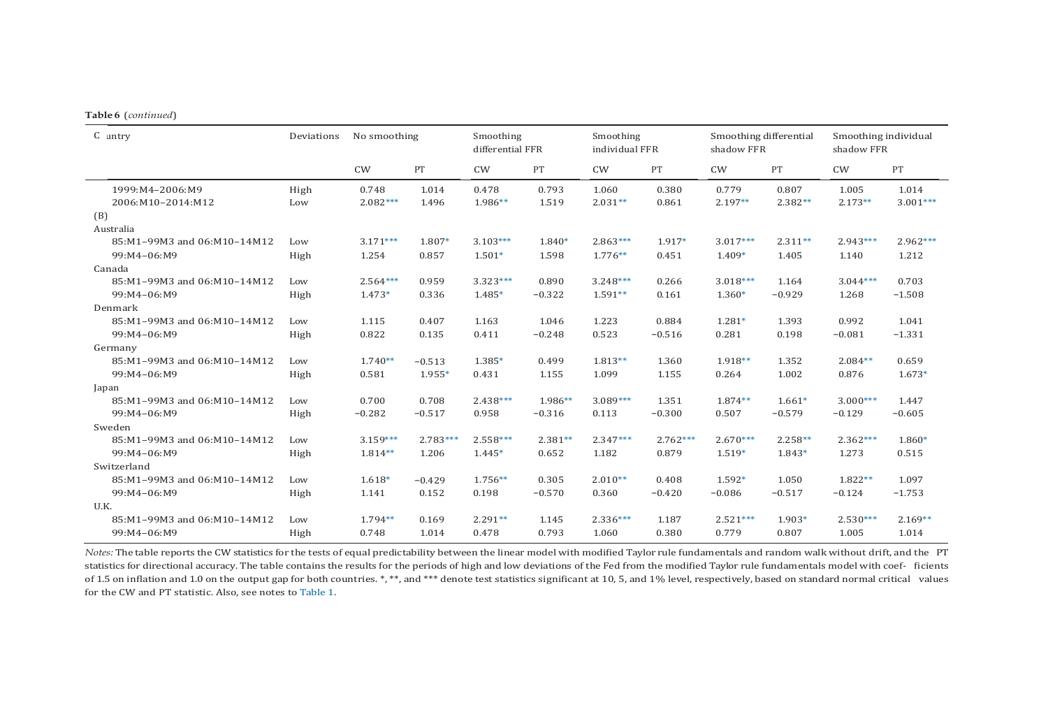**Table 6** (*continued*)

| Country | Deviations | No smoothing | | Smoothing differential FFR | | Smoothing individual FFR | | Smoothing differential shadow FFR | | Smoothing individual shadow FFR | |
|---|---|---|---|---|---|---|---|---|---|---|---|
| | | CW | PT | CW | PT | CW | PT | CW | PT | CW | PT |
| 1999:M4–2006:M9 | High | 0.748 | 1.014 | 0.478 | 0.793 | 1.060 | 0.380 | 0.779 | 0.807 | 1.005 | 1.014 |
| 2006:M10–2014:M12 | Low | 2.082*** | 1.496 | 1.986** | 1.519 | 2.031** | 0.861 | 2.197** | 2.382** | 2.173** | 3.001*** |
| (B) | | | | | | | | | | | |
| Australia | | | | | | | | | | | |
| 85:M1–99M3 and 06:M10–14M12 | Low | 3.171*** | 1.807* | 3.103*** | 1.840* | 2.863*** | 1.917* | 3.017*** | 2.311** | 2.943*** | 2.962*** |
| 99:M4–06:M9 | High | 1.254 | 0.857 | 1.501* | 1.598 | 1.776** | 0.451 | 1.409* | 1.405 | 1.140 | 1.212 |
| Canada | | | | | | | | | | | |
| 85:M1–99M3 and 06:M10–14M12 | Low | 2.564*** | 0.959 | 3.323*** | 0.890 | 3.248*** | 0.266 | 3.018*** | 1.164 | 3.044*** | 0.703 |
| 99:M4–06:M9 | High | 1.473* | 0.336 | 1.485* | −0.322 | 1.591** | 0.161 | 1.360* | −0.929 | 1.268 | −1.508 |
| Denmark | | | | | | | | | | | |
| 85:M1–99M3 and 06:M10–14M12 | Low | 1.115 | 0.407 | 1.163 | 1.046 | 1.223 | 0.884 | 1.281* | 1.393 | 0.992 | 1.041 |
| 99:M4–06:M9 | High | 0.822 | 0.135 | 0.411 | −0.248 | 0.523 | −0.516 | 0.281 | 0.198 | −0.081 | −1.331 |
| Germany | | | | | | | | | | | |
| 85:M1–99M3 and 06:M10–14M12 | Low | 1.740** | −0.513 | 1.385* | 0.499 | 1.813** | 1.360 | 1.918** | 1.352 | 2.084** | 0.659 |
| 99:M4–06:M9 | High | 0.581 | 1.955* | 0.431 | 1.155 | 1.099 | 1.155 | 0.264 | 1.002 | 0.876 | 1.673* |
| Japan | | | | | | | | | | | |
| 85:M1–99M3 and 06:M10–14M12 | Low | 0.700 | 0.708 | 2.438*** | 1.986** | 3.089*** | 1.351 | 1.874** | 1.661* | 3.000*** | 1.447 |
| 99:M4–06:M9 | High | −0.282 | −0.517 | 0.958 | −0.316 | 0.113 | −0.300 | 0.507 | −0.579 | −0.129 | −0.605 |
| Sweden | | | | | | | | | | | |
| 85:M1–99M3 and 06:M10–14M12 | Low | 3.159*** | 2.783*** | 2.558*** | 2.381** | 2.347*** | 2.762*** | 2.670*** | 2.258** | 2.362*** | 1.860* |
| 99:M4–06:M9 | High | 1.814** | 1.206 | 1.445* | 0.652 | 1.182 | 0.879 | 1.519* | 1.843* | 1.273 | 0.515 |
| Switzerland | | | | | | | | | | | |
| 85:M1–99M3 and 06:M10–14M12 | Low | 1.618* | −0.429 | 1.756** | 0.305 | 2.010** | 0.408 | 1.592* | 1.050 | 1.822** | 1.097 |
| 99:M4–06:M9 | High | 1.141 | 0.152 | 0.198 | −0.570 | 0.360 | −0.420 | −0.086 | −0.517 | −0.124 | −1.753 |
| U.K. | | | | | | | | | | | |
| 85:M1–99M3 and 06:M10–14M12 | Low | 1.794** | 0.169 | 2.291** | 1.145 | 2.336*** | 1.187 | 2.521*** | 1.903* | 2.530*** | 2.169** |
| 99:M4–06:M9 | High | 0.748 | 1.014 | 0.478 | 0.793 | 1.060 | 0.380 | 0.779 | 0.807 | 1.005 | 1.014 |

*Notes:* The table reports the CW statistics for the tests of equal predictability between the linear model with modified Taylor rule fundamentals and random walk without drift, and the PT statistics for directional accuracy. The table contains the results for the periods of high and low deviations of the Fed from the modified Taylor rule fundamentals model with coefficients of 1.5 on inflation and 1.0 on the output gap for both countries. *, **, and *** denote test statistics significant at 10, 5, and 1% level, respectively, based on standard normal critical values for the CW and PT statistic. Also, see notes to Table 1.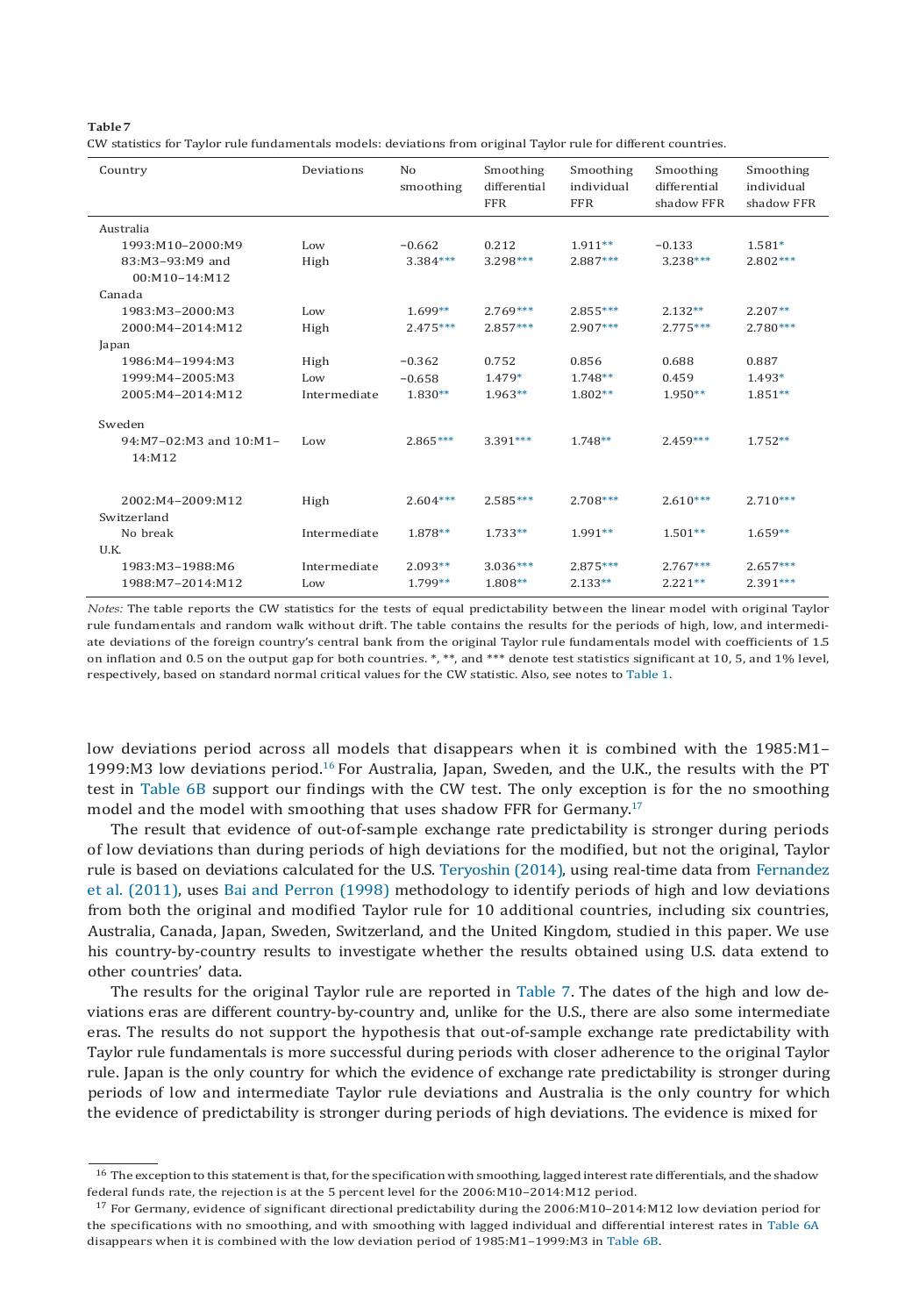**Table 7**

CW statistics for Taylor rule fundamentals models: deviations from original Taylor rule for different countries.

| Country | Deviations | No smoothing | Smoothing differential FFR | Smoothing individual FFR | Smoothing differential shadow FFR | Smoothing individual shadow FFR |
|---|---|---|---|---|---|---|
| Australia | | | | | | |
| 1993:M10–2000:M9 | Low | −0.662 | 0.212 | 1.911** | −0.133 | 1.581* |
| 83:M3–93:M9 and 00:M10–14:M12 | High | 3.384*** | 3.298*** | 2.887*** | 3.238*** | 2.802*** |
| Canada | | | | | | |
| 1983:M3–2000:M3 | Low | 1.699** | 2.769*** | 2.855*** | 2.132** | 2.207** |
| 2000:M4–2014:M12 | High | 2.475*** | 2.857*** | 2.907*** | 2.775*** | 2.780*** |
| Japan | | | | | | |
| 1986:M4–1994:M3 | High | −0.362 | 0.752 | 0.856 | 0.688 | 0.887 |
| 1999:M4–2005:M3 | Low | −0.658 | 1.479* | 1.748** | 0.459 | 1.493* |
| 2005:M4–2014:M12 | Intermediate | 1.830** | 1.963** | 1.802** | 1.950** | 1.851** |
| Sweden | | | | | | |
| 94:M7–02:M3 and 10:M1–14:M12 | Low | 2.865*** | 3.391*** | 1.748** | 2.459*** | 1.752** |
| 2002:M4–2009:M12 | High | 2.604*** | 2.585*** | 2.708*** | 2.610*** | 2.710*** |
| Switzerland | | | | | | |
| No break | Intermediate | 1.878** | 1.733** | 1.991** | 1.501** | 1.659** |
| U.K. | | | | | | |
| 1983:M3–1988:M6 | Intermediate | 2.093** | 3.036*** | 2.875*** | 2.767*** | 2.657*** |
| 1988:M7–2014:M12 | Low | 1.799** | 1.808** | 2.133** | 2.221** | 2.391*** |

*Notes:* The table reports the CW statistics for the tests of equal predictability between the linear model with original Taylor rule fundamentals and random walk without drift. The table contains the results for the periods of high, low, and intermediate deviations of the foreign country's central bank from the original Taylor rule fundamentals model with coefficients of 1.5 on inflation and 0.5 on the output gap for both countries. *, **, and *** denote test statistics significant at 10, 5, and 1% level, respectively, based on standard normal critical values for the CW statistic. Also, see notes to Table 1.

low deviations period across all models that disappears when it is combined with the 1985:M1–1999:M3 low deviations period.[16] For Australia, Japan, Sweden, and the U.K., the results with the PT test in Table 6B support our findings with the CW test. The only exception is for the no smoothing model and the model with smoothing that uses shadow FFR for Germany.[17]

The result that evidence of out-of-sample exchange rate predictability is stronger during periods of low deviations than during periods of high deviations for the modified, but not the original, Taylor rule is based on deviations calculated for the U.S. Teryoshin (2014), using real-time data from Fernandez et al. (2011), uses Bai and Perron (1998) methodology to identify periods of high and low deviations from both the original and modified Taylor rule for 10 additional countries, including six countries, Australia, Canada, Japan, Sweden, Switzerland, and the United Kingdom, studied in this paper. We use his country-by-country results to investigate whether the results obtained using U.S. data extend to other countries' data.

The results for the original Taylor rule are reported in Table 7. The dates of the high and low deviations eras are different country-by-country and, unlike for the U.S., there are also some intermediate eras. The results do not support the hypothesis that out-of-sample exchange rate predictability with Taylor rule fundamentals is more successful during periods with closer adherence to the original Taylor rule. Japan is the only country for which the evidence of exchange rate predictability is stronger during periods of low and intermediate Taylor rule deviations and Australia is the only country for which the evidence of predictability is stronger during periods of high deviations. The evidence is mixed for

[16] The exception to this statement is that, for the specification with smoothing, lagged interest rate differentials, and the shadow federal funds rate, the rejection is at the 5 percent level for the 2006:M10–2014:M12 period.

[17] For Germany, evidence of significant directional predictability during the 2006:M10–2014:M12 low deviation period for the specifications with no smoothing, and with smoothing with lagged individual and differential interest rates in Table 6A disappears when it is combined with the low deviation period of 1985:M1–1999:M3 in Table 6B.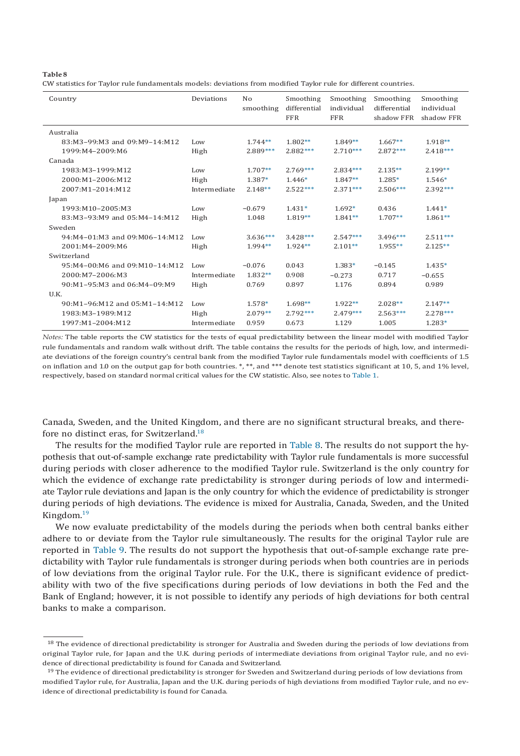**Table 8**
CW statistics for Taylor rule fundamentals models: deviations from modified Taylor rule for different countries.

| Country | Deviations | No smoothing | Smoothing differential FFR | Smoothing individual FFR | Smoothing differential shadow FFR | Smoothing individual shadow FFR |
|---|---|---|---|---|---|---|
| Australia | | | | | | |
| 83:M3–99:M3 and 09:M9–14:M12 | Low | 1.744** | 1.802** | 1.849** | 1.667** | 1.918** |
| 1999:M4–2009:M6 | High | 2.889*** | 2.882*** | 2.710*** | 2.872*** | 2.418*** |
| Canada | | | | | | |
| 1983:M3–1999:M12 | Low | 1.707** | 2.769*** | 2.834*** | 2.135** | 2.199** |
| 2000:M1–2006:M12 | High | 1.387* | 1.446* | 1.847** | 1.285* | 1.546* |
| 2007:M1–2014:M12 | Intermediate | 2.148** | 2.522*** | 2.371*** | 2.506*** | 2.392*** |
| Japan | | | | | | |
| 1993:M10–2005:M3 | Low | −0.679 | 1.431* | 1.692* | 0.436 | 1.441* |
| 83:M3–93:M9 and 05:M4–14:M12 | High | 1.048 | 1.819** | 1.841** | 1.707** | 1.861** |
| Sweden | | | | | | |
| 94:M4–01:M3 and 09:M06–14:M12 | Low | 3.636*** | 3.428*** | 2.547*** | 3.496*** | 2.511*** |
| 2001:M4–2009:M6 | High | 1.994** | 1.924** | 2.101** | 1.955** | 2.125** |
| Switzerland | | | | | | |
| 95:M4–00:M6 and 09:M10–14:M12 | Low | −0.076 | 0.043 | 1.383* | −0.145 | 1.435* |
| 2000:M7–2006:M3 | Intermediate | 1.832** | 0.908 | −0.273 | 0.717 | −0.655 |
| 90:M1–95:M3 and 06:M4–09:M9 | High | 0.769 | 0.897 | 1.176 | 0.894 | 0.989 |
| U.K. | | | | | | |
| 90:M1–96:M12 and 05:M1–14:M12 | Low | 1.578* | 1.698** | 1.922** | 2.028** | 2.147** |
| 1983:M3–1989:M12 | High | 2.079** | 2.792*** | 2.479*** | 2.563*** | 2.278*** |
| 1997:M1–2004:M12 | Intermediate | 0.959 | 0.673 | 1.129 | 1.005 | 1.283* |

*Notes:* The table reports the CW statistics for the tests of equal predictability between the linear model with modified Taylor rule fundamentals and random walk without drift. The table contains the results for the periods of high, low, and intermediate deviations of the foreign country's central bank from the modified Taylor rule fundamentals model with coefficients of 1.5 on inflation and 1.0 on the output gap for both countries. *, **, and *** denote test statistics significant at 10, 5, and 1% level, respectively, based on standard normal critical values for the CW statistic. Also, see notes to Table 1.

Canada, Sweden, and the United Kingdom, and there are no significant structural breaks, and therefore no distinct eras, for Switzerland.[18]

The results for the modified Taylor rule are reported in Table 8. The results do not support the hypothesis that out-of-sample exchange rate predictability with Taylor rule fundamentals is more successful during periods with closer adherence to the modified Taylor rule. Switzerland is the only country for which the evidence of exchange rate predictability is stronger during periods of low and intermediate Taylor rule deviations and Japan is the only country for which the evidence of predictability is stronger during periods of high deviations. The evidence is mixed for Australia, Canada, Sweden, and the United Kingdom.[19]

We now evaluate predictability of the models during the periods when both central banks either adhere to or deviate from the Taylor rule simultaneously. The results for the original Taylor rule are reported in Table 9. The results do not support the hypothesis that out-of-sample exchange rate predictability with Taylor rule fundamentals is stronger during periods when both countries are in periods of low deviations from the original Taylor rule. For the U.K., there is significant evidence of predictability with two of the five specifications during periods of low deviations in both the Fed and the Bank of England; however, it is not possible to identify any periods of high deviations for both central banks to make a comparison.

[18] The evidence of directional predictability is stronger for Australia and Sweden during the periods of low deviations from original Taylor rule, for Japan and the U.K. during periods of intermediate deviations from original Taylor rule, and no evidence of directional predictability is found for Canada and Switzerland.

[19] The evidence of directional predictability is stronger for Sweden and Switzerland during periods of low deviations from modified Taylor rule, for Australia, Japan and the U.K. during periods of high deviations from modified Taylor rule, and no evidence of directional predictability is found for Canada.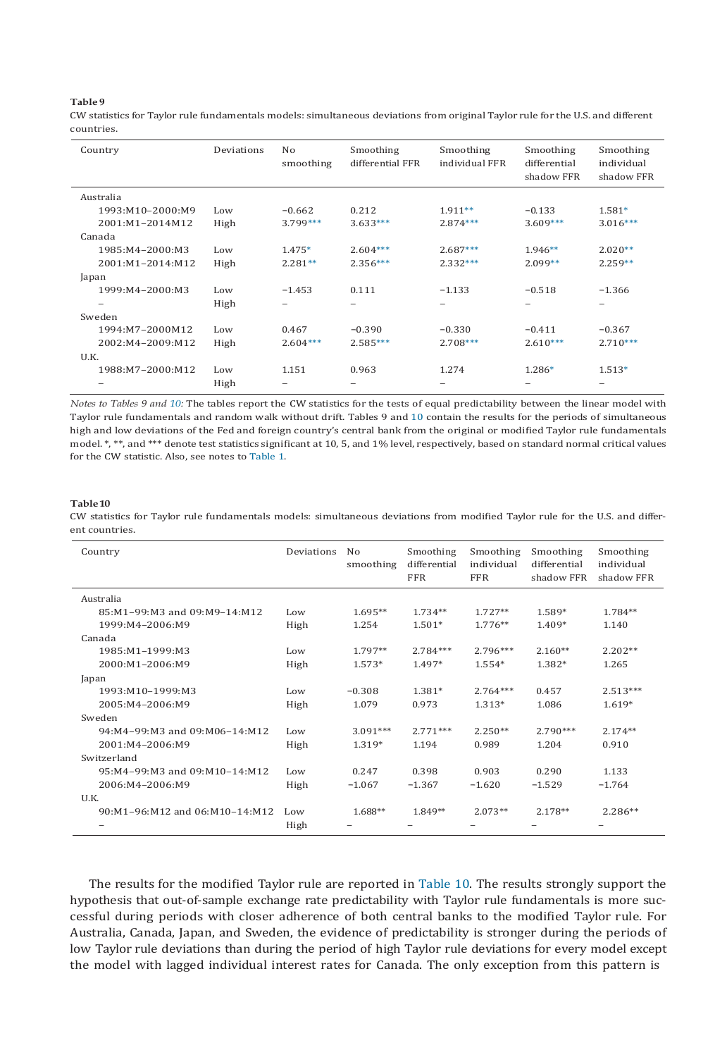**Table 9**

CW statistics for Taylor rule fundamentals models: simultaneous deviations from original Taylor rule for the U.S. and different countries.

| Country | Deviations | No smoothing | Smoothing differential FFR | Smoothing individual FFR | Smoothing differential shadow FFR | Smoothing individual shadow FFR |
|---|---|---|---|---|---|---|
| Australia | | | | | | |
| 1993:M10–2000:M9 | Low | −0.662 | 0.212 | 1.911** | −0.133 | 1.581* |
| 2001:M1–2014M12 | High | 3.799*** | 3.633*** | 2.874*** | 3.609*** | 3.016*** |
| Canada | | | | | | |
| 1985:M4–2000:M3 | Low | 1.475* | 2.604*** | 2.687*** | 1.946** | 2.020** |
| 2001:M1–2014:M12 | High | 2.281** | 2.356*** | 2.332*** | 2.099** | 2.259** |
| Japan | | | | | | |
| 1999:M4–2000:M3 | Low | −1.453 | 0.111 | −1.133 | −0.518 | −1.366 |
| – | High | – | – | – | – | – |
| Sweden | | | | | | |
| 1994:M7–2000M12 | Low | 0.467 | −0.390 | −0.330 | −0.411 | −0.367 |
| 2002:M4–2009:M12 | High | 2.604*** | 2.585*** | 2.708*** | 2.610*** | 2.710*** |
| U.K. | | | | | | |
| 1988:M7–2000:M12 | Low | 1.151 | 0.963 | 1.274 | 1.286* | 1.513* |
| – | High | – | – | – | – | – |

*Notes to Tables 9 and 10:* The tables report the CW statistics for the tests of equal predictability between the linear model with Taylor rule fundamentals and random walk without drift. Tables 9 and 10 contain the results for the periods of simultaneous high and low deviations of the Fed and foreign country's central bank from the original or modified Taylor rule fundamentals model. *, **, and *** denote test statistics significant at 10, 5, and 1% level, respectively, based on standard normal critical values for the CW statistic. Also, see notes to Table 1.

**Table 10**

CW statistics for Taylor rule fundamentals models: simultaneous deviations from modified Taylor rule for the U.S. and different countries.

| Country | Deviations | No smoothing | Smoothing differential FFR | Smoothing individual FFR | Smoothing differential shadow FFR | Smoothing individual shadow FFR |
|---|---|---|---|---|---|---|
| Australia | | | | | | |
| 85:M1–99:M3 and 09:M9–14:M12 | Low | 1.695** | 1.734** | 1.727** | 1.589* | 1.784** |
| 1999:M4–2006:M9 | High | 1.254 | 1.501* | 1.776** | 1.409* | 1.140 |
| Canada | | | | | | |
| 1985:M1–1999:M3 | Low | 1.797** | 2.784*** | 2.796*** | 2.160** | 2.202** |
| 2000:M1–2006:M9 | High | 1.573* | 1.497* | 1.554* | 1.382* | 1.265 |
| Japan | | | | | | |
| 1993:M10–1999:M3 | Low | −0.308 | 1.381* | 2.764*** | 0.457 | 2.513*** |
| 2005:M4–2006:M9 | High | 1.079 | 0.973 | 1.313* | 1.086 | 1.619* |
| Sweden | | | | | | |
| 94:M4–99:M3 and 09:M06–14:M12 | Low | 3.091*** | 2.771*** | 2.250** | 2.790*** | 2.174** |
| 2001:M4–2006:M9 | High | 1.319* | 1.194 | 0.989 | 1.204 | 0.910 |
| Switzerland | | | | | | |
| 95:M4–99:M3 and 09:M10–14:M12 | Low | 0.247 | 0.398 | 0.903 | 0.290 | 1.133 |
| 2006:M4–2006:M9 | High | −1.067 | −1.367 | −1.620 | −1.529 | −1.764 |
| U.K. | | | | | | |
| 90:M1–96:M12 and 06:M10–14:M12 | Low | 1.688** | 1.849** | 2.073** | 2.178** | 2.286** |
| – | High | – | – | – | – | – |

The results for the modified Taylor rule are reported in Table 10. The results strongly support the hypothesis that out-of-sample exchange rate predictability with Taylor rule fundamentals is more successful during periods with closer adherence of both central banks to the modified Taylor rule. For Australia, Canada, Japan, and Sweden, the evidence of predictability is stronger during the periods of low Taylor rule deviations than during the period of high Taylor rule deviations for every model except the model with lagged individual interest rates for Canada. The only exception from this pattern is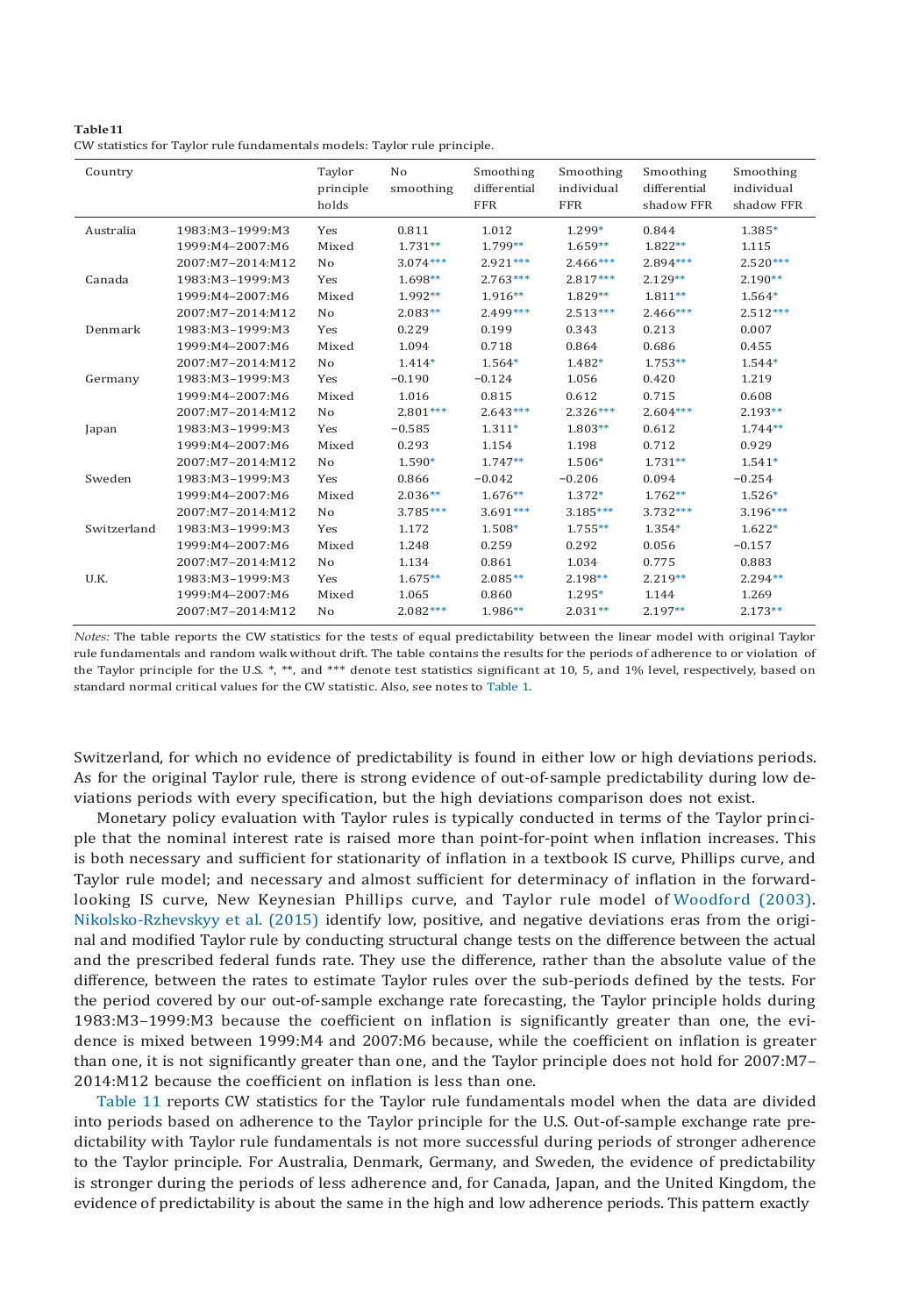**Table 11**
CW statistics for Taylor rule fundamentals models: Taylor rule principle.

| Country | | Taylor principle holds | No smoothing | Smoothing differential FFR | Smoothing individual FFR | Smoothing differential shadow FFR | Smoothing individual shadow FFR |
|---|---|---|---|---|---|---|---|
| Australia | 1983:M3–1999:M3 | Yes | 0.811 | 1.012 | 1.299* | 0.844 | 1.385* |
| | 1999:M4–2007:M6 | Mixed | 1.731** | 1.799** | 1.659** | 1.822** | 1.115 |
| | 2007:M7–2014:M12 | No | 3.074*** | 2.921*** | 2.466*** | 2.894*** | 2.520*** |
| Canada | 1983:M3–1999:M3 | Yes | 1.698** | 2.763*** | 2.817*** | 2.129** | 2.190** |
| | 1999:M4–2007:M6 | Mixed | 1.992** | 1.916** | 1.829** | 1.811** | 1.564* |
| | 2007:M7–2014:M12 | No | 2.083** | 2.499*** | 2.513*** | 2.466*** | 2.512*** |
| Denmark | 1983:M3–1999:M3 | Yes | 0.229 | 0.199 | 0.343 | 0.213 | 0.007 |
| | 1999:M4–2007:M6 | Mixed | 1.094 | 0.718 | 0.864 | 0.686 | 0.455 |
| | 2007:M7–2014:M12 | No | 1.414* | 1.564* | 1.482* | 1.753** | 1.544* |
| Germany | 1983:M3–1999:M3 | Yes | −0.190 | −0.124 | 1.056 | 0.420 | 1.219 |
| | 1999:M4–2007:M6 | Mixed | 1.016 | 0.815 | 0.612 | 0.715 | 0.608 |
| | 2007:M7–2014:M12 | No | 2.801*** | 2.643*** | 2.326*** | 2.604*** | 2.193** |
| Japan | 1983:M3–1999:M3 | Yes | −0.585 | 1.311* | 1.803** | 0.612 | 1.744** |
| | 1999:M4–2007:M6 | Mixed | 0.293 | 1.154 | 1.198 | 0.712 | 0.929 |
| | 2007:M7–2014:M12 | No | 1.590* | 1.747** | 1.506* | 1.731** | 1.541* |
| Sweden | 1983:M3–1999:M3 | Yes | 0.866 | −0.042 | −0.206 | 0.094 | −0.254 |
| | 1999:M4–2007:M6 | Mixed | 2.036** | 1.676** | 1.372* | 1.762** | 1.526* |
| | 2007:M7–2014:M12 | No | 3.785*** | 3.691*** | 3.185*** | 3.732*** | 3.196*** |
| Switzerland | 1983:M3–1999:M3 | Yes | 1.172 | 1.508* | 1.755** | 1.354* | 1.622* |
| | 1999:M4–2007:M6 | Mixed | 1.248 | 0.259 | 0.292 | 0.056 | −0.157 |
| | 2007:M7–2014:M12 | No | 1.134 | 0.861 | 1.034 | 0.775 | 0.883 |
| U.K. | 1983:M3–1999:M3 | Yes | 1.675** | 2.085** | 2.198** | 2.219** | 2.294** |
| | 1999:M4–2007:M6 | Mixed | 1.065 | 0.860 | 1.295* | 1.144 | 1.269 |
| | 2007:M7–2014:M12 | No | 2.082*** | 1.986** | 2.031** | 2.197** | 2.173** |

*Notes:* The table reports the CW statistics for the tests of equal predictability between the linear model with original Taylor rule fundamentals and random walk without drift. The table contains the results for the periods of adherence to or violation of the Taylor principle for the U.S. *, **, and *** denote test statistics significant at 10, 5, and 1% level, respectively, based on standard normal critical values for the CW statistic. Also, see notes to Table 1.

Switzerland, for which no evidence of predictability is found in either low or high deviations periods. As for the original Taylor rule, there is strong evidence of out-of-sample predictability during low deviations periods with every specification, but the high deviations comparison does not exist.

Monetary policy evaluation with Taylor rules is typically conducted in terms of the Taylor principle that the nominal interest rate is raised more than point-for-point when inflation increases. This is both necessary and sufficient for stationarity of inflation in a textbook IS curve, Phillips curve, and Taylor rule model; and necessary and almost sufficient for determinacy of inflation in the forward-looking IS curve, New Keynesian Phillips curve, and Taylor rule model of Woodford (2003). Nikolsko-Rzhevskyy et al. (2015) identify low, positive, and negative deviations eras from the original and modified Taylor rule by conducting structural change tests on the difference between the actual and the prescribed federal funds rate. They use the difference, rather than the absolute value of the difference, between the rates to estimate Taylor rules over the sub-periods defined by the tests. For the period covered by our out-of-sample exchange rate forecasting, the Taylor principle holds during 1983:M3–1999:M3 because the coefficient on inflation is significantly greater than one, the evidence is mixed between 1999:M4 and 2007:M6 because, while the coefficient on inflation is greater than one, it is not significantly greater than one, and the Taylor principle does not hold for 2007:M7–2014:M12 because the coefficient on inflation is less than one.

Table 11 reports CW statistics for the Taylor rule fundamentals model when the data are divided into periods based on adherence to the Taylor principle for the U.S. Out-of-sample exchange rate predictability with Taylor rule fundamentals is not more successful during periods of stronger adherence to the Taylor principle. For Australia, Denmark, Germany, and Sweden, the evidence of predictability is stronger during the periods of less adherence and, for Canada, Japan, and the United Kingdom, the evidence of predictability is about the same in the high and low adherence periods. This pattern exactly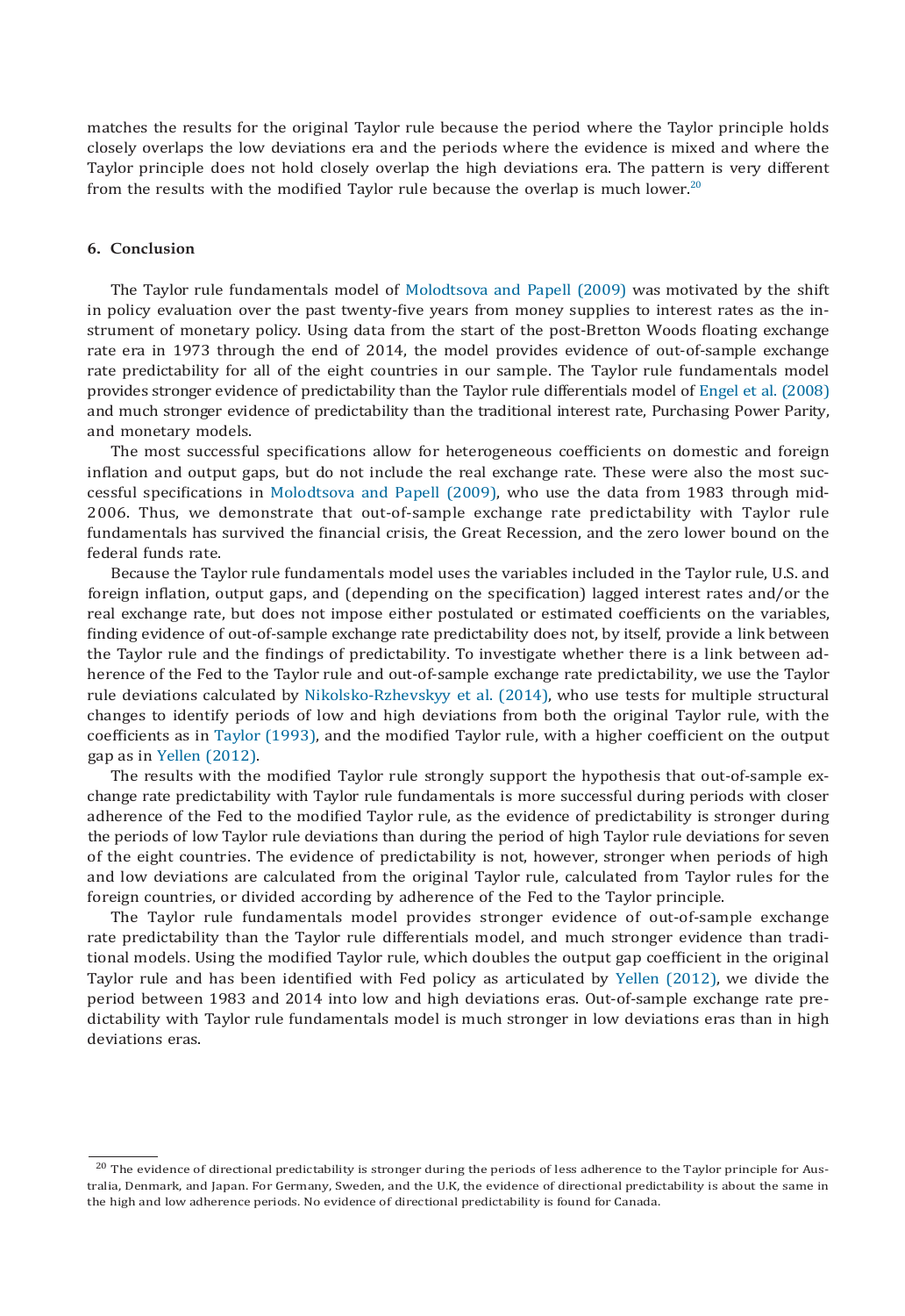matches the results for the original Taylor rule because the period where the Taylor principle holds closely overlaps the low deviations era and the periods where the evidence is mixed and where the Taylor principle does not hold closely overlap the high deviations era. The pattern is very different from the results with the modified Taylor rule because the overlap is much lower.[20]

## 6. Conclusion

The Taylor rule fundamentals model of Molodtsova and Papell (2009) was motivated by the shift in policy evaluation over the past twenty-five years from money supplies to interest rates as the instrument of monetary policy. Using data from the start of the post-Bretton Woods floating exchange rate era in 1973 through the end of 2014, the model provides evidence of out-of-sample exchange rate predictability for all of the eight countries in our sample. The Taylor rule fundamentals model provides stronger evidence of predictability than the Taylor rule differentials model of Engel et al. (2008) and much stronger evidence of predictability than the traditional interest rate, Purchasing Power Parity, and monetary models.

The most successful specifications allow for heterogeneous coefficients on domestic and foreign inflation and output gaps, but do not include the real exchange rate. These were also the most successful specifications in Molodtsova and Papell (2009), who use the data from 1983 through mid-2006. Thus, we demonstrate that out-of-sample exchange rate predictability with Taylor rule fundamentals has survived the financial crisis, the Great Recession, and the zero lower bound on the federal funds rate.

Because the Taylor rule fundamentals model uses the variables included in the Taylor rule, U.S. and foreign inflation, output gaps, and (depending on the specification) lagged interest rates and/or the real exchange rate, but does not impose either postulated or estimated coefficients on the variables, finding evidence of out-of-sample exchange rate predictability does not, by itself, provide a link between the Taylor rule and the findings of predictability. To investigate whether there is a link between adherence of the Fed to the Taylor rule and out-of-sample exchange rate predictability, we use the Taylor rule deviations calculated by Nikolsko-Rzhevskyy et al. (2014), who use tests for multiple structural changes to identify periods of low and high deviations from both the original Taylor rule, with the coefficients as in Taylor (1993), and the modified Taylor rule, with a higher coefficient on the output gap as in Yellen (2012).

The results with the modified Taylor rule strongly support the hypothesis that out-of-sample exchange rate predictability with Taylor rule fundamentals is more successful during periods with closer adherence of the Fed to the modified Taylor rule, as the evidence of predictability is stronger during the periods of low Taylor rule deviations than during the period of high Taylor rule deviations for seven of the eight countries. The evidence of predictability is not, however, stronger when periods of high and low deviations are calculated from the original Taylor rule, calculated from Taylor rules for the foreign countries, or divided according by adherence of the Fed to the Taylor principle.

The Taylor rule fundamentals model provides stronger evidence of out-of-sample exchange rate predictability than the Taylor rule differentials model, and much stronger evidence than traditional models. Using the modified Taylor rule, which doubles the output gap coefficient in the original Taylor rule and has been identified with Fed policy as articulated by Yellen (2012), we divide the period between 1983 and 2014 into low and high deviations eras. Out-of-sample exchange rate predictability with Taylor rule fundamentals model is much stronger in low deviations eras than in high deviations eras.

---

[20] The evidence of directional predictability is stronger during the periods of less adherence to the Taylor principle for Australia, Denmark, and Japan. For Germany, Sweden, and the U.K, the evidence of directional predictability is about the same in the high and low adherence periods. No evidence of directional predictability is found for Canada.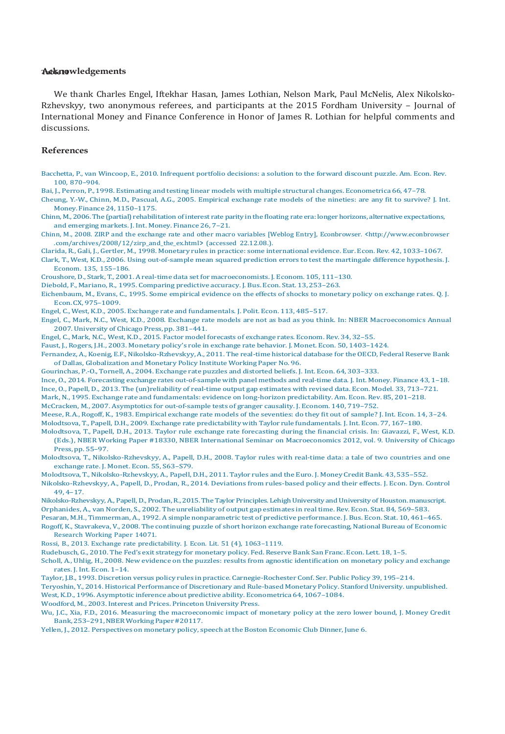## Acknowledgements

We thank Charles Engel, Iftekhar Hasan, James Lothian, Nelson Mark, Paul McNelis, Alex Nikolsko-Rzhevskyy, two anonymous referees, and participants at the 2015 Fordham University – Journal of International Money and Finance Conference in Honor of James R. Lothian for helpful comments and discussions.

## References

Bacchetta, P., van Wincoop, E., 2010. Infrequent portfolio decisions: a solution to the forward discount puzzle. Am. Econ. Rev. 100, 870–904.

Bai, J., Perron, P., 1998. Estimating and testing linear models with multiple structural changes. Econometrica 66, 47–78.

Cheung, Y.-W., Chinn, M.D., Pascual, A.G., 2005. Empirical exchange rate models of the nineties: are any fit to survive? J. Int. Money. Finance 24, 1150–1175.

Chinn, M., 2006. The (partial) rehabilitation of interest rate parity in the floating rate era: longer horizons, alternative expectations, and emerging markets. J. Int. Money. Finance 26, 7–21.

Chinn, M., 2008. ZIRP and the exchange rate and other macro variables [Weblog Entry], Econbrowser. <http://www.econbrowser.com/archives/2008/12/zirp_and_the_ex.html> (accessed 22.12.08.).

Clarida, R., Gali, J., Gertler, M., 1998. Monetary rules in practice: some international evidence. Eur. Econ. Rev. 42, 1033–1067.

Clark, T., West, K.D., 2006. Using out-of-sample mean squared prediction errors to test the martingale difference hypothesis. J. Econom. 135, 155–186.

Croushore, D., Stark, T., 2001. A real-time data set for macroeconomists. J. Econom. 105, 111–130.

Diebold, F., Mariano, R., 1995. Comparing predictive accuracy. J. Bus. Econ. Stat. 13, 253–263.

Eichenbaum, M., Evans, C., 1995. Some empirical evidence on the effects of shocks to monetary policy on exchange rates. Q. J. Econ. CX, 975–1009.

Engel, C., West, K.D., 2005. Exchange rate and fundamentals. J. Polit. Econ. 113, 485–517.

Engel, C., Mark, N.C., West, K.D., 2008. Exchange rate models are not as bad as you think. In: NBER Macroeconomics Annual 2007. University of Chicago Press, pp. 381–441.

Engel, C., Mark, N.C., West, K.D., 2015. Factor model forecasts of exchange rates. Econom. Rev. 34, 32–55.

Faust, J., Rogers, J.H., 2003. Monetary policy's role in exchange rate behavior. J. Monet. Econ. 50, 1403–1424.

Fernandez, A., Koenig, E.F., Nikolsko-Rzhevskyy, A., 2011. The real-time historical database for the OECD, Federal Reserve Bank of Dallas, Globalization and Monetary Policy Institute Working Paper No. 96.

Gourinchas, P.-O., Tornell, A., 2004. Exchange rate puzzles and distorted beliefs. J. Int. Econ. 64, 303–333.

Ince, O., 2014. Forecasting exchange rates out-of-sample with panel methods and real-time data. J. Int. Money. Finance 43, 1–18.

Ince, O., Papell, D., 2013. The (un)reliability of real-time output gap estimates with revised data. Econ. Model. 33, 713–721.

Mark, N., 1995. Exchange rate and fundamentals: evidence on long-horizon predictability. Am. Econ. Rev. 85, 201–218.

McCracken, M., 2007. Asymptotics for out-of-sample tests of granger causality. J. Econom. 140, 719–752.

Meese, R.A., Rogoff, K., 1983. Empirical exchange rate models of the seventies: do they fit out of sample? J. Int. Econ. 14, 3–24.

Molodtsova, T., Papell, D.H., 2009. Exchange rate predictability with Taylor rule fundamentals. J. Int. Econ. 77, 167–180.

Molodtsova, T., Papell, D.H., 2013. Taylor rule exchange rate forecasting during the financial crisis. In: Giavazzi, F., West, K.D. (Eds.), NBER Working Paper #18330, NBER International Seminar on Macroeconomics 2012, vol. 9. University of Chicago Press, pp. 55–97.

Molodtsova, T., Nikolsko-Rzhevskyy, A., Papell, D.H., 2008. Taylor rules with real-time data: a tale of two countries and one exchange rate. J. Monet. Econ. 55, S63–S79.

Molodtsova, T., Nikolsko-Rzhevskyy, A., Papell, D.H., 2011. Taylor rules and the Euro. J. Money Credit Bank. 43, 535–552.

Nikolsko-Rzhevskyy, A., Papell, D., Prodan, R., 2014. Deviations from rules-based policy and their effects. J. Econ. Dyn. Control 49, 4–17.

Nikolsko-Rzhevskyy, A., Papell, D., Prodan, R., 2015. The Taylor Principles. Lehigh University and University of Houston. manuscript.

Orphanides, A., van Norden, S., 2002. The unreliability of output gap estimates in real time. Rev. Econ. Stat. 84, 569–583.

Pesaran, M.H., Timmerman, A., 1992. A simple nonparametric test of predictive performance. J. Bus. Econ. Stat. 10, 461–465.

Rogoff, K., Stavrakeva, V., 2008. The continuing puzzle of short horizon exchange rate forecasting, National Bureau of Economic Research Working Paper 14071.

Rossi, B., 2013. Exchange rate predictability. J. Econ. Lit. 51 (4), 1063–1119.

Rudebusch, G., 2010. The Fed's exit strategy for monetary policy. Fed. Reserve Bank San Franc. Econ. Lett. 18, 1–5.

Scholl, A., Uhlig, H., 2008. New evidence on the puzzles: results from agnostic identification on monetary policy and exchange rates. J. Int. Econ. 1–14.

Taylor, J.B., 1993. Discretion versus policy rules in practice. Carnegie-Rochester Conf. Ser. Public Policy 39, 195–214.

Teryoshin, Y., 2014. Historical Performance of Discretionary and Rule-based Monetary Policy. Stanford University. unpublished.

West, K.D., 1996. Asymptotic inference about predictive ability. Econometrica 64, 1067–1084.

Woodford, M., 2003. Interest and Prices. Princeton University Press.

Wu, J.C., Xia, F.D., 2016. Measuring the macroeconomic impact of monetary policy at the zero lower bound, J. Money Credit Bank, 253–291, NBER Working Paper #20117.

Yellen, J., 2012. Perspectives on monetary policy, speech at the Boston Economic Club Dinner, June 6.